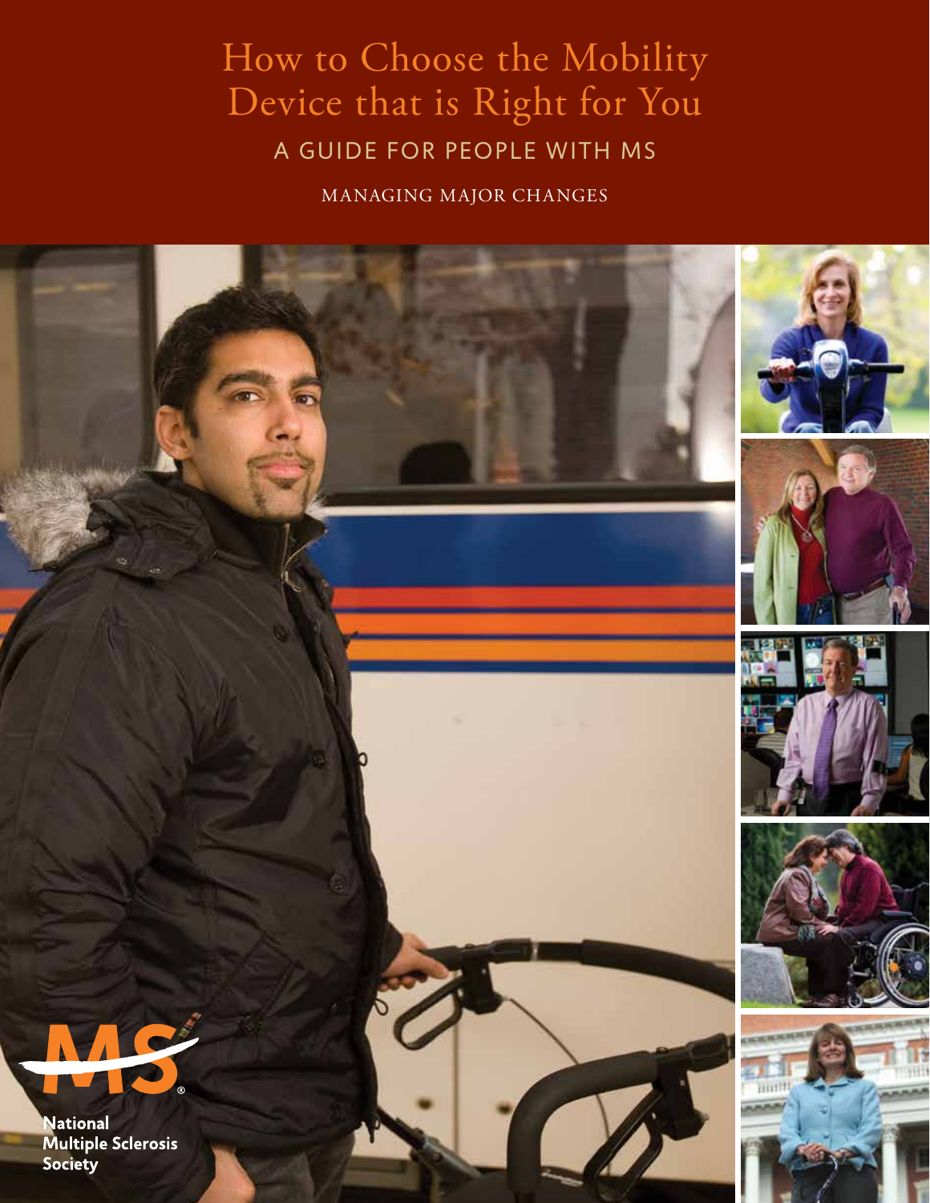# How to Choose the Mobility Device that is Right for You

## A GUIDE FOR PEOPLE WITH MS

MANAGING MAJOR CHANGES

National Multiple Sclerosis Society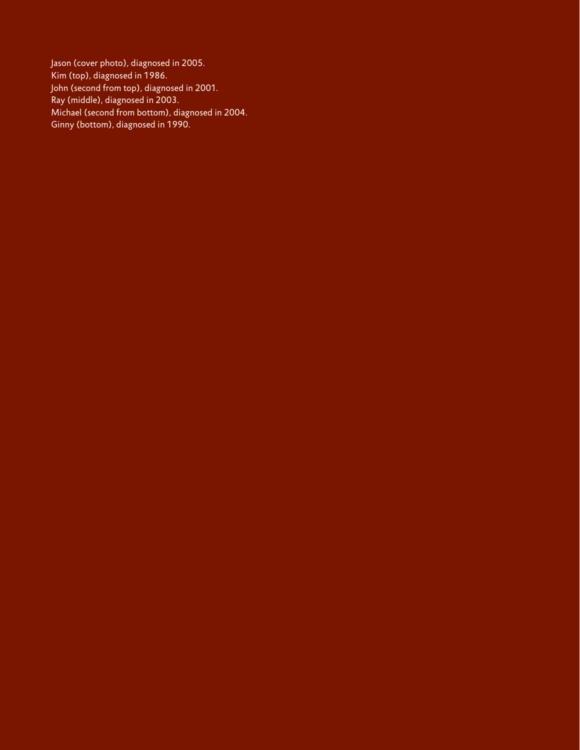Jason (cover photo), diagnosed in 2005.
Kim (top), diagnosed in 1986.
John (second from top), diagnosed in 2001.
Ray (middle), diagnosed in 2003.
Michael (second from bottom), diagnosed in 2004.
Ginny (bottom), diagnosed in 1990.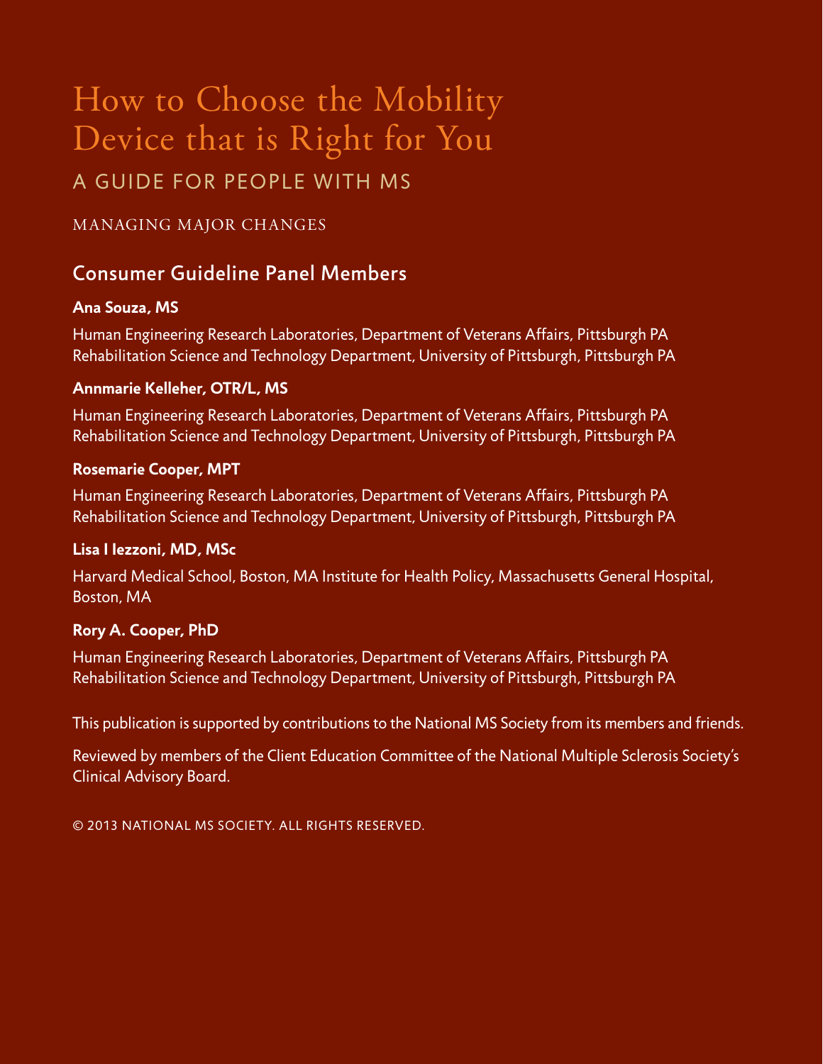# How to Choose the Mobility Device that is Right for You

## A GUIDE FOR PEOPLE WITH MS

MANAGING MAJOR CHANGES

## Consumer Guideline Panel Members

**Ana Souza, MS**

Human Engineering Research Laboratories, Department of Veterans Affairs, Pittsburgh PA
Rehabilitation Science and Technology Department, University of Pittsburgh, Pittsburgh PA

**Annmarie Kelleher, OTR/L, MS**

Human Engineering Research Laboratories, Department of Veterans Affairs, Pittsburgh PA
Rehabilitation Science and Technology Department, University of Pittsburgh, Pittsburgh PA

**Rosemarie Cooper, MPT**

Human Engineering Research Laboratories, Department of Veterans Affairs, Pittsburgh PA
Rehabilitation Science and Technology Department, University of Pittsburgh, Pittsburgh PA

**Lisa I Iezzoni, MD, MSc**

Harvard Medical School, Boston, MA Institute for Health Policy, Massachusetts General Hospital, Boston, MA

**Rory A. Cooper, PhD**

Human Engineering Research Laboratories, Department of Veterans Affairs, Pittsburgh PA
Rehabilitation Science and Technology Department, University of Pittsburgh, Pittsburgh PA

This publication is supported by contributions to the National MS Society from its members and friends.

Reviewed by members of the Client Education Committee of the National Multiple Sclerosis Society's Clinical Advisory Board.

© 2013 NATIONAL MS SOCIETY. ALL RIGHTS RESERVED.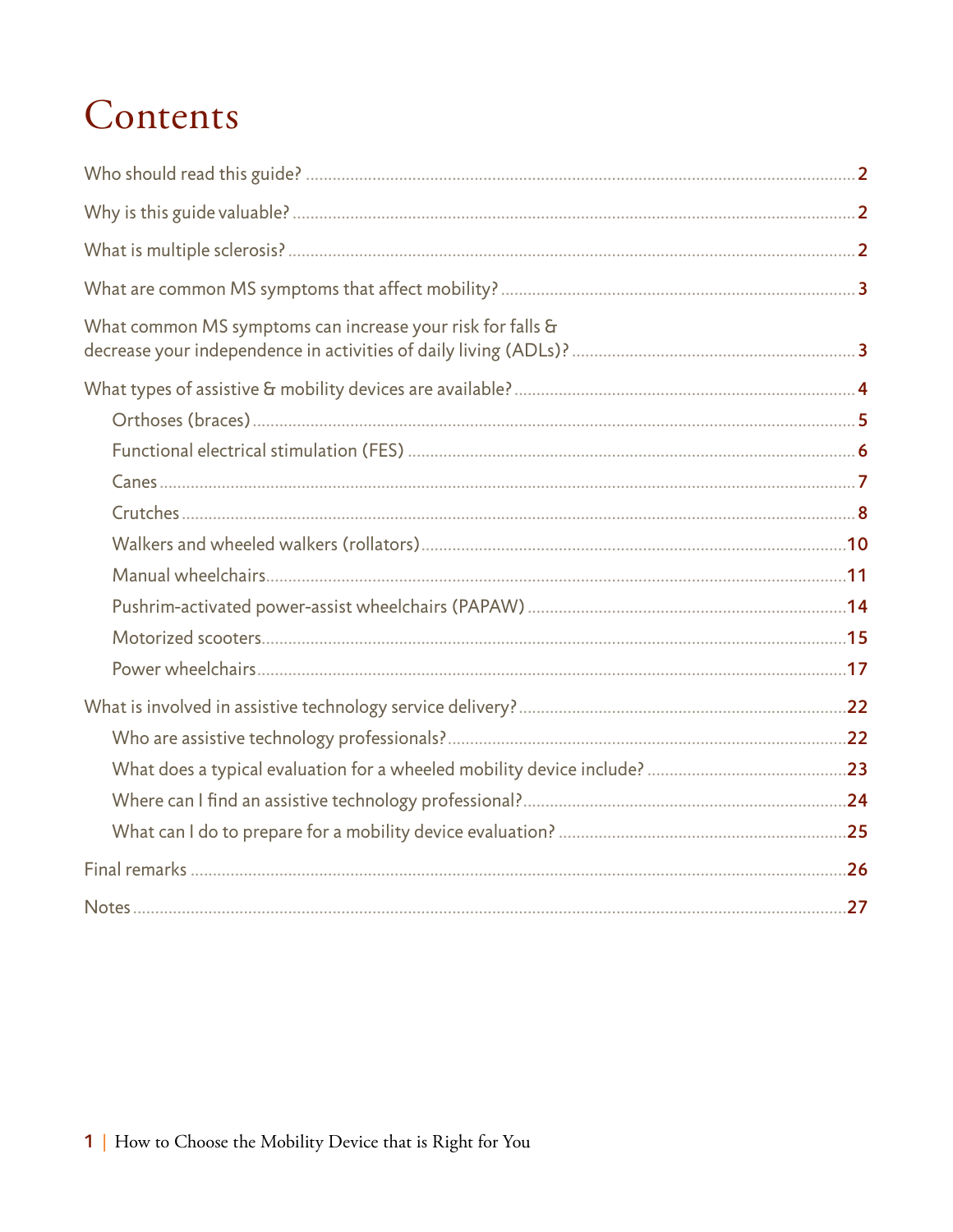# Contents

- Who should read this guide? ... 2
- Why is this guide valuable? ... 2
- What is multiple sclerosis? ... 2
- What are common MS symptoms that affect mobility? ... 3
- What common MS symptoms can increase your risk for falls & decrease your independence in activities of daily living (ADLs)? ... 3
- What types of assistive & mobility devices are available? ... 4
  - Orthoses (braces) ... 5
  - Functional electrical stimulation (FES) ... 6
  - Canes ... 7
  - Crutches ... 8
  - Walkers and wheeled walkers (rollators) ... 10
  - Manual wheelchairs ... 11
  - Pushrim-activated power-assist wheelchairs (PAPAW) ... 14
  - Motorized scooters ... 15
  - Power wheelchairs ... 17
- What is involved in assistive technology service delivery? ... 22
  - Who are assistive technology professionals? ... 22
  - What does a typical evaluation for a wheeled mobility device include? ... 23
  - Where can I find an assistive technology professional? ... 24
  - What can I do to prepare for a mobility device evaluation? ... 25
- Final remarks ... 26
- Notes ... 27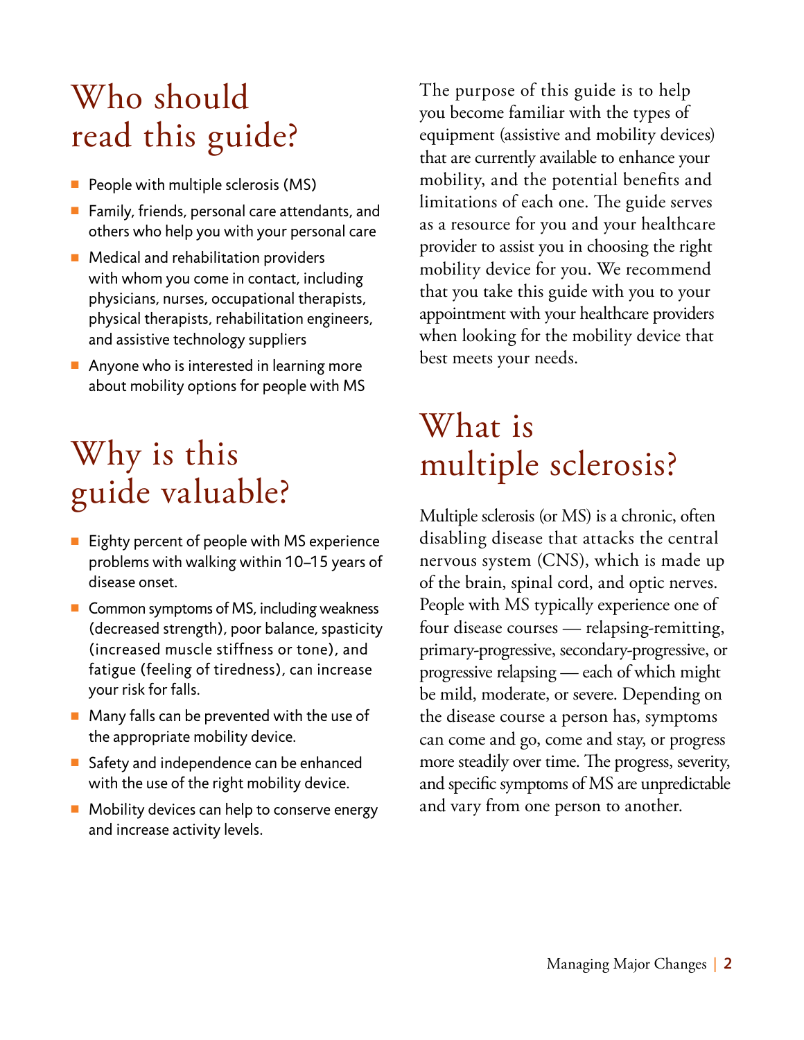## Who should read this guide?

- People with multiple sclerosis (MS)
- Family, friends, personal care attendants, and others who help you with your personal care
- Medical and rehabilitation providers with whom you come in contact, including physicians, nurses, occupational therapists, physical therapists, rehabilitation engineers, and assistive technology suppliers
- Anyone who is interested in learning more about mobility options for people with MS

## Why is this guide valuable?

- Eighty percent of people with MS experience problems with walking within 10–15 years of disease onset.
- Common symptoms of MS, including weakness (decreased strength), poor balance, spasticity (increased muscle stiffness or tone), and fatigue (feeling of tiredness), can increase your risk for falls.
- Many falls can be prevented with the use of the appropriate mobility device.
- Safety and independence can be enhanced with the use of the right mobility device.
- Mobility devices can help to conserve energy and increase activity levels.

The purpose of this guide is to help you become familiar with the types of equipment (assistive and mobility devices) that are currently available to enhance your mobility, and the potential benefits and limitations of each one. The guide serves as a resource for you and your healthcare provider to assist you in choosing the right mobility device for you. We recommend that you take this guide with you to your appointment with your healthcare providers when looking for the mobility device that best meets your needs.

## What is multiple sclerosis?

Multiple sclerosis (or MS) is a chronic, often disabling disease that attacks the central nervous system (CNS), which is made up of the brain, spinal cord, and optic nerves. People with MS typically experience one of four disease courses — relapsing-remitting, primary-progressive, secondary-progressive, or progressive relapsing — each of which might be mild, moderate, or severe. Depending on the disease course a person has, symptoms can come and go, come and stay, or progress more steadily over time. The progress, severity, and specific symptoms of MS are unpredictable and vary from one person to another.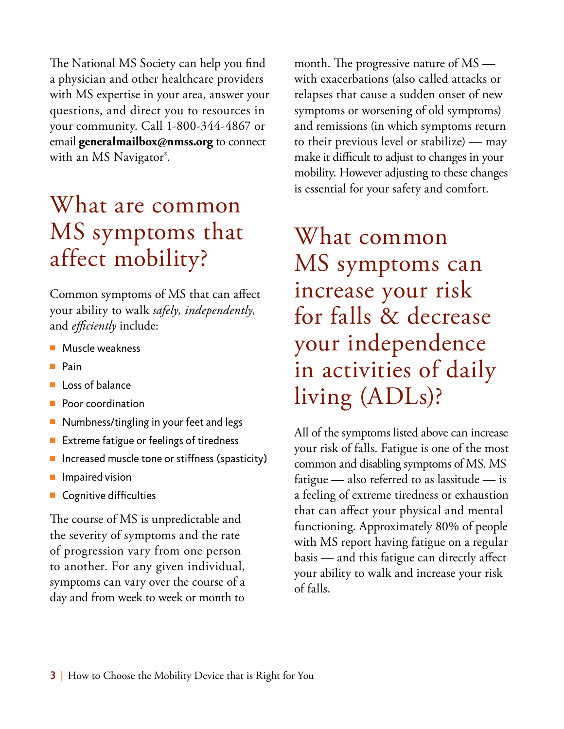The National MS Society can help you find a physician and other healthcare providers with MS expertise in your area, answer your questions, and direct you to resources in your community. Call 1-800-344-4867 or email **generalmailbox@nmss.org** to connect with an MS Navigator®.

# What are common MS symptoms that affect mobility?

Common symptoms of MS that can affect your ability to walk *safely, independently,* and *efficiently* include:

- Muscle weakness
- Pain
- Loss of balance
- Poor coordination
- Numbness/tingling in your feet and legs
- Extreme fatigue or feelings of tiredness
- Increased muscle tone or stiffness (spasticity)
- Impaired vision
- Cognitive difficulties

The course of MS is unpredictable and the severity of symptoms and the rate of progression vary from one person to another. For any given individual, symptoms can vary over the course of a day and from week to week or month to month. The progressive nature of MS — with exacerbations (also called attacks or relapses that cause a sudden onset of new symptoms or worsening of old symptoms) and remissions (in which symptoms return to their previous level or stabilize) — may make it difficult to adjust to changes in your mobility. However adjusting to these changes is essential for your safety and comfort.

# What common MS symptoms can increase your risk for falls & decrease your independence in activities of daily living (ADLs)?

All of the symptoms listed above can increase your risk of falls. Fatigue is one of the most common and disabling symptoms of MS. MS fatigue — also referred to as lassitude — is a feeling of extreme tiredness or exhaustion that can affect your physical and mental functioning. Approximately 80% of people with MS report having fatigue on a regular basis — and this fatigue can directly affect your ability to walk and increase your risk of falls.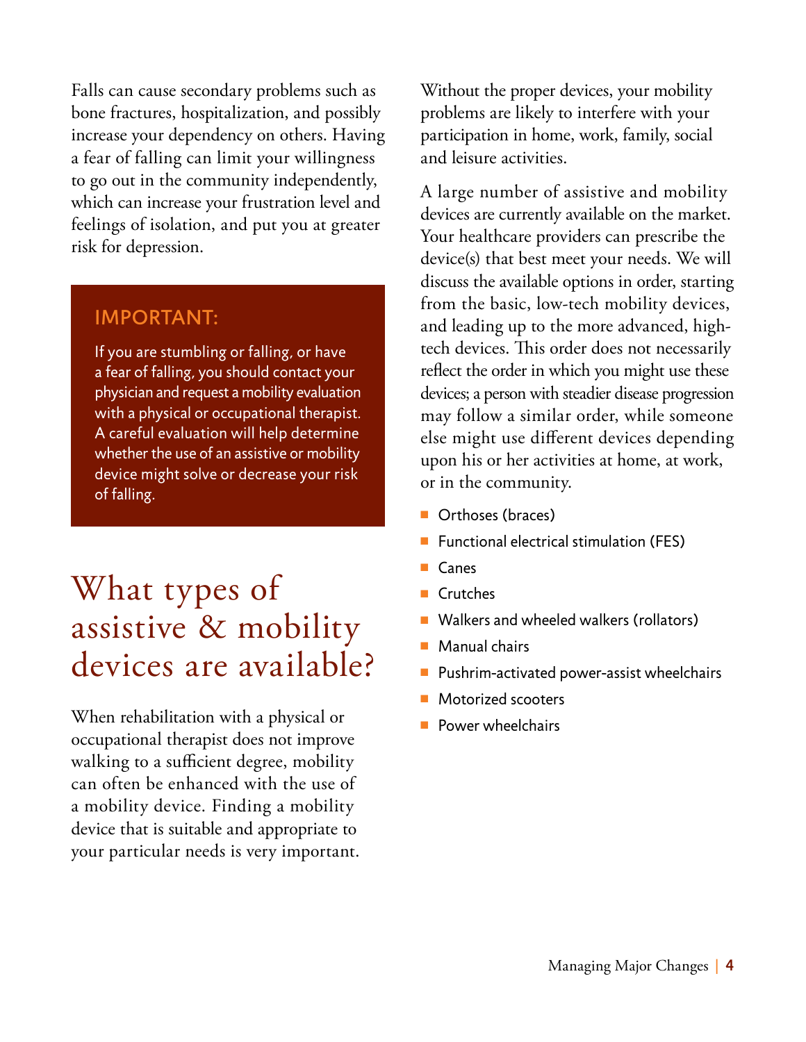Falls can cause secondary problems such as bone fractures, hospitalization, and possibly increase your dependency on others. Having a fear of falling can limit your willingness to go out in the community independently, which can increase your frustration level and feelings of isolation, and put you at greater risk for depression.

**IMPORTANT:**

If you are stumbling or falling, or have a fear of falling, you should contact your physician and request a mobility evaluation with a physical or occupational therapist. A careful evaluation will help determine whether the use of an assistive or mobility device might solve or decrease your risk of falling.

# What types of assistive & mobility devices are available?

When rehabilitation with a physical or occupational therapist does not improve walking to a sufficient degree, mobility can often be enhanced with the use of a mobility device. Finding a mobility device that is suitable and appropriate to your particular needs is very important. Without the proper devices, your mobility problems are likely to interfere with your participation in home, work, family, social and leisure activities.

A large number of assistive and mobility devices are currently available on the market. Your healthcare providers can prescribe the device(s) that best meet your needs. We will discuss the available options in order, starting from the basic, low-tech mobility devices, and leading up to the more advanced, high-tech devices. This order does not necessarily reflect the order in which you might use these devices; a person with steadier disease progression may follow a similar order, while someone else might use different devices depending upon his or her activities at home, at work, or in the community.

- Orthoses (braces)
- Functional electrical stimulation (FES)
- Canes
- Crutches
- Walkers and wheeled walkers (rollators)
- Manual chairs
- Pushrim-activated power-assist wheelchairs
- Motorized scooters
- Power wheelchairs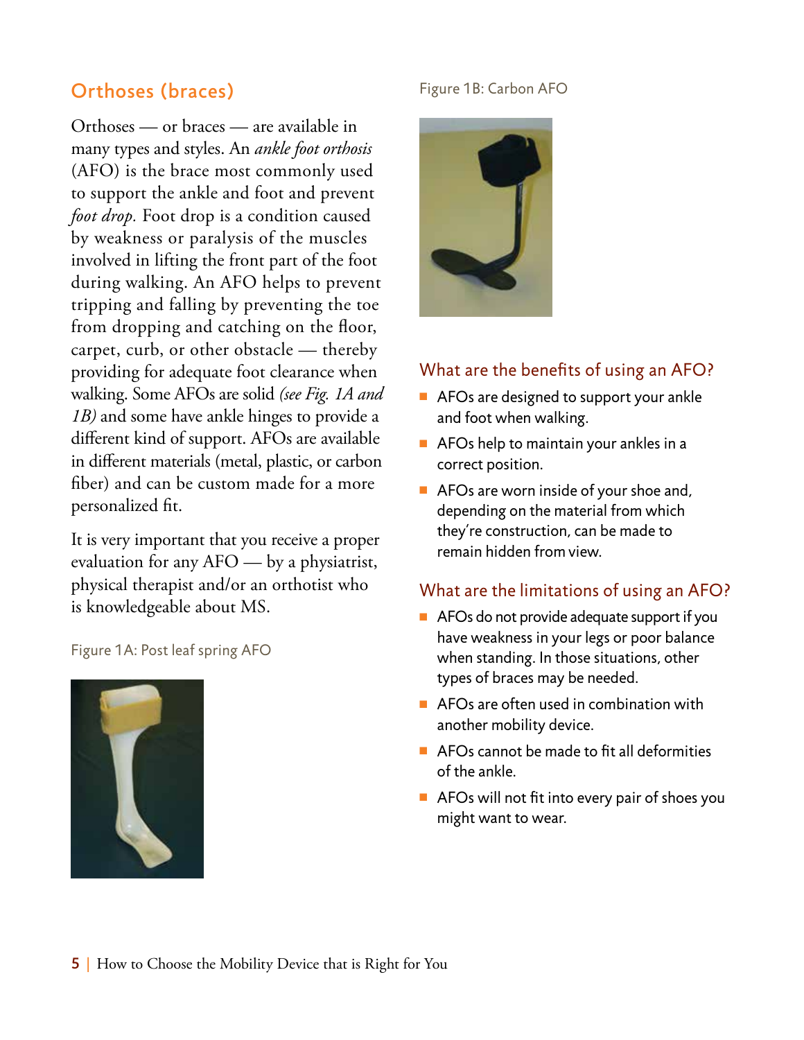## Orthoses (braces)

Orthoses — or braces — are available in many types and styles. An *ankle foot orthosis* (AFO) is the brace most commonly used to support the ankle and foot and prevent *foot drop*. Foot drop is a condition caused by weakness or paralysis of the muscles involved in lifting the front part of the foot during walking. An AFO helps to prevent tripping and falling by preventing the toe from dropping and catching on the floor, carpet, curb, or other obstacle — thereby providing for adequate foot clearance when walking. Some AFOs are solid *(see Fig. 1A and 1B)* and some have ankle hinges to provide a different kind of support. AFOs are available in different materials (metal, plastic, or carbon fiber) and can be custom made for a more personalized fit.

It is very important that you receive a proper evaluation for any AFO — by a physiatrist, physical therapist and/or an orthotist who is knowledgeable about MS.

Figure 1A: Post leaf spring AFO

Figure 1B: Carbon AFO

### What are the benefits of using an AFO?

- AFOs are designed to support your ankle and foot when walking.
- AFOs help to maintain your ankles in a correct position.
- AFOs are worn inside of your shoe and, depending on the material from which they're construction, can be made to remain hidden from view.

### What are the limitations of using an AFO?

- AFOs do not provide adequate support if you have weakness in your legs or poor balance when standing. In those situations, other types of braces may be needed.
- AFOs are often used in combination with another mobility device.
- AFOs cannot be made to fit all deformities of the ankle.
- AFOs will not fit into every pair of shoes you might want to wear.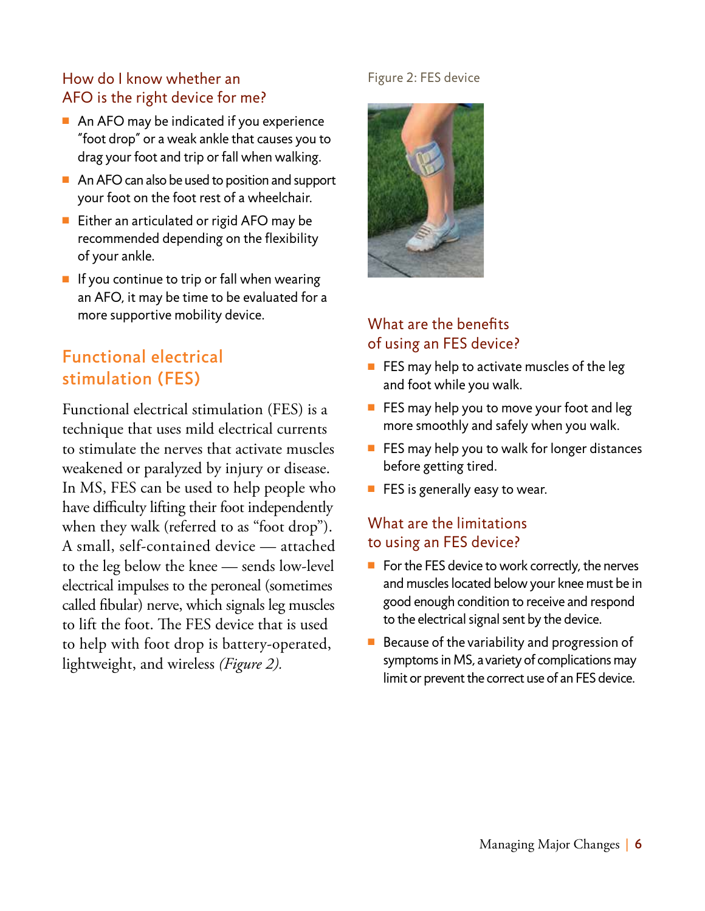### How do I know whether an AFO is the right device for me?

- An AFO may be indicated if you experience "foot drop" or a weak ankle that causes you to drag your foot and trip or fall when walking.
- An AFO can also be used to position and support your foot on the foot rest of a wheelchair.
- Either an articulated or rigid AFO may be recommended depending on the flexibility of your ankle.
- If you continue to trip or fall when wearing an AFO, it may be time to be evaluated for a more supportive mobility device.

## Functional electrical stimulation (FES)

Functional electrical stimulation (FES) is a technique that uses mild electrical currents to stimulate the nerves that activate muscles weakened or paralyzed by injury or disease. In MS, FES can be used to help people who have difficulty lifting their foot independently when they walk (referred to as "foot drop"). A small, self-contained device — attached to the leg below the knee — sends low-level electrical impulses to the peroneal (sometimes called fibular) nerve, which signals leg muscles to lift the foot. The FES device that is used to help with foot drop is battery-operated, lightweight, and wireless *(Figure 2).*

Figure 2: FES device

### What are the benefits of using an FES device?

- FES may help to activate muscles of the leg and foot while you walk.
- FES may help you to move your foot and leg more smoothly and safely when you walk.
- FES may help you to walk for longer distances before getting tired.
- FES is generally easy to wear.

### What are the limitations to using an FES device?

- For the FES device to work correctly, the nerves and muscles located below your knee must be in good enough condition to receive and respond to the electrical signal sent by the device.
- Because of the variability and progression of symptoms in MS, a variety of complications may limit or prevent the correct use of an FES device.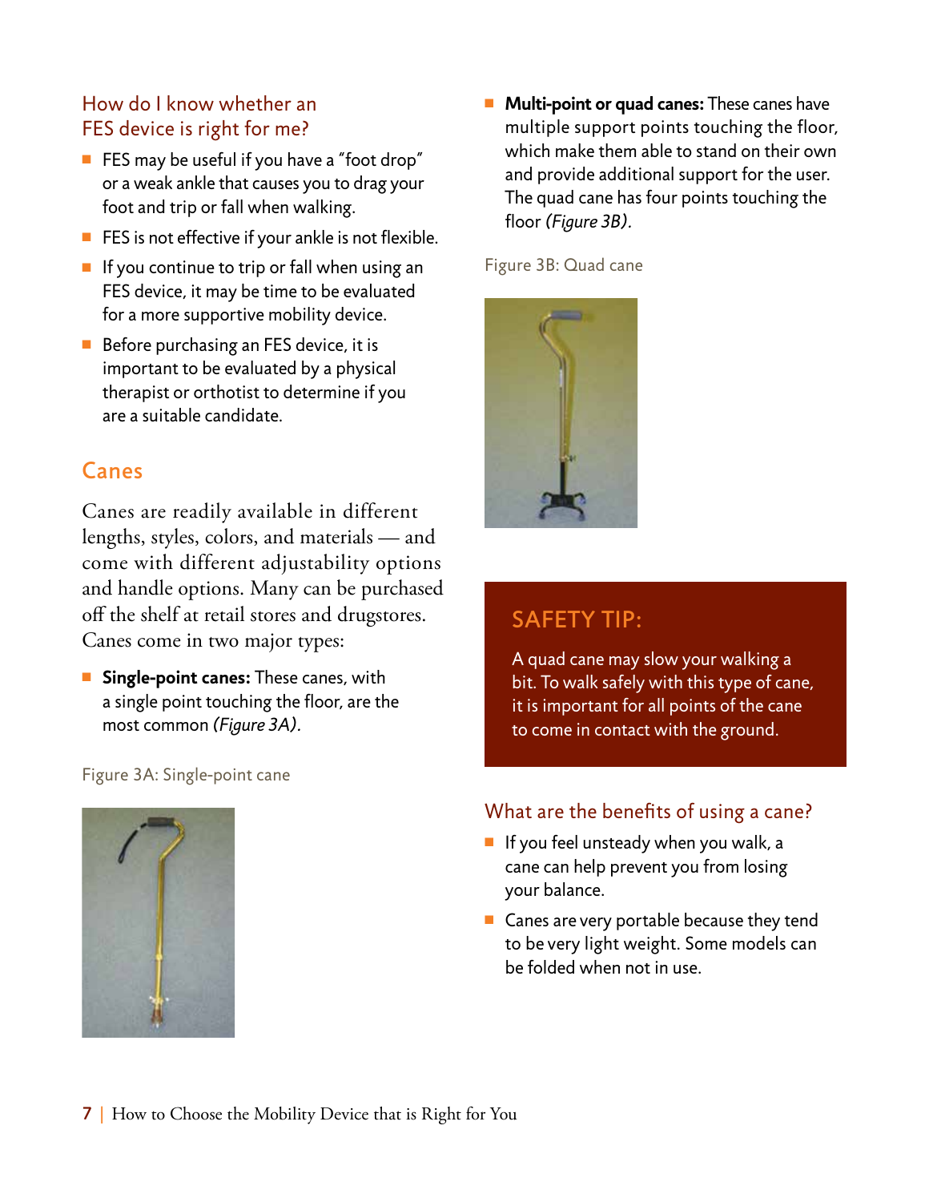### How do I know whether an FES device is right for me?

- FES may be useful if you have a "foot drop" or a weak ankle that causes you to drag your foot and trip or fall when walking.
- FES is not effective if your ankle is not flexible.
- If you continue to trip or fall when using an FES device, it may be time to be evaluated for a more supportive mobility device.
- Before purchasing an FES device, it is important to be evaluated by a physical therapist or orthotist to determine if you are a suitable candidate.

## Canes

Canes are readily available in different lengths, styles, colors, and materials — and come with different adjustability options and handle options. Many can be purchased off the shelf at retail stores and drugstores. Canes come in two major types:

- **Single-point canes:** These canes, with a single point touching the floor, are the most common *(Figure 3A)*.

Figure 3A: Single-point cane

- **Multi-point or quad canes:** These canes have multiple support points touching the floor, which make them able to stand on their own and provide additional support for the user. The quad cane has four points touching the floor *(Figure 3B)*.

Figure 3B: Quad cane

> **SAFETY TIP:**
>
> A quad cane may slow your walking a bit. To walk safely with this type of cane, it is important for all points of the cane to come in contact with the ground.

### What are the benefits of using a cane?

- If you feel unsteady when you walk, a cane can help prevent you from losing your balance.
- Canes are very portable because they tend to be very light weight. Some models can be folded when not in use.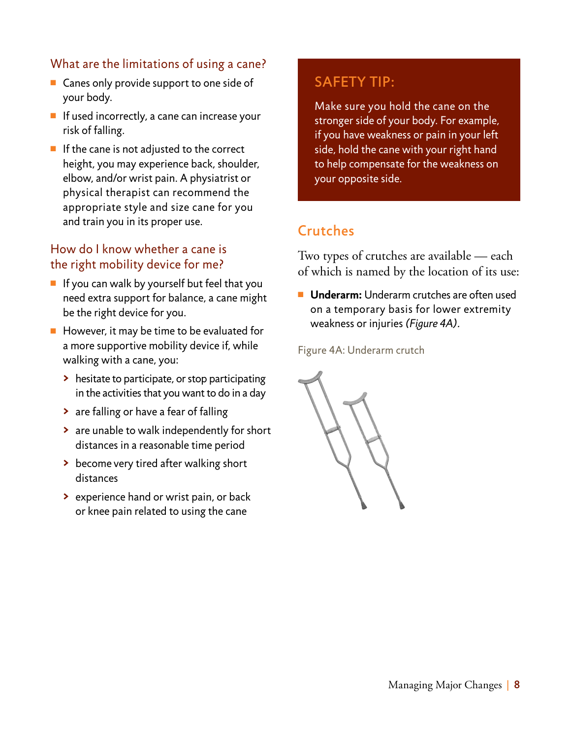### What are the limitations of using a cane?

- Canes only provide support to one side of your body.
- If used incorrectly, a cane can increase your risk of falling.
- If the cane is not adjusted to the correct height, you may experience back, shoulder, elbow, and/or wrist pain. A physiatrist or physical therapist can recommend the appropriate style and size cane for you and train you in its proper use.

### How do I know whether a cane is the right mobility device for me?

- If you can walk by yourself but feel that you need extra support for balance, a cane might be the right device for you.
- However, it may be time to be evaluated for a more supportive mobility device if, while walking with a cane, you:
  - hesitate to participate, or stop participating in the activities that you want to do in a day
  - are falling or have a fear of falling
  - are unable to walk independently for short distances in a reasonable time period
  - become very tired after walking short distances
  - experience hand or wrist pain, or back or knee pain related to using the cane

## SAFETY TIP:

Make sure you hold the cane on the stronger side of your body. For example, if you have weakness or pain in your left side, hold the cane with your right hand to help compensate for the weakness on your opposite side.

## Crutches

Two types of crutches are available — each of which is named by the location of its use:

- **Underarm:** Underarm crutches are often used on a temporary basis for lower extremity weakness or injuries *(Figure 4A)*.

Figure 4A: Underarm crutch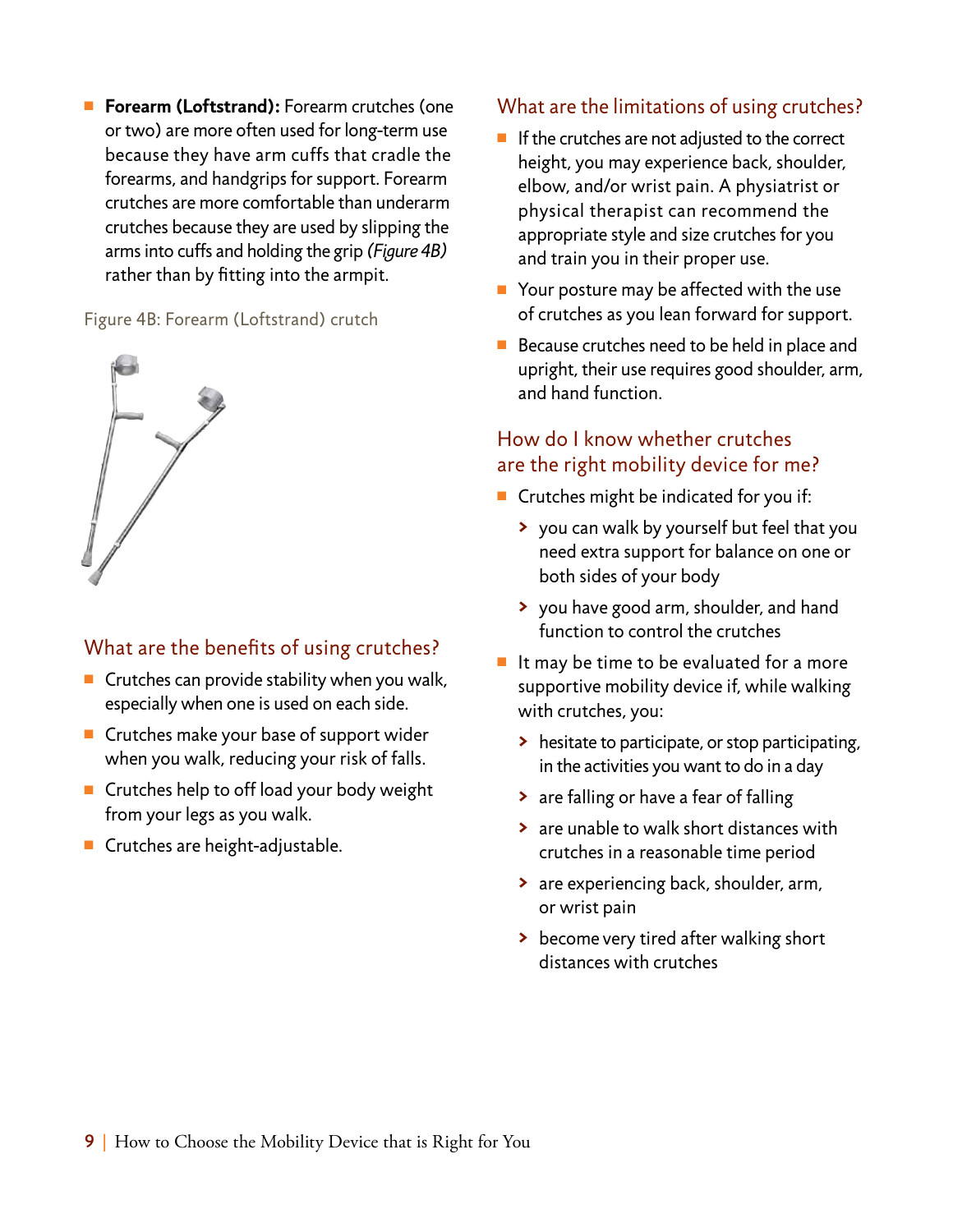- **Forearm (Loftstrand):** Forearm crutches (one or two) are more often used for long-term use because they have arm cuffs that cradle the forearms, and handgrips for support. Forearm crutches are more comfortable than underarm crutches because they are used by slipping the arms into cuffs and holding the grip *(Figure 4B)* rather than by fitting into the armpit.

Figure 4B: Forearm (Loftstrand) crutch

## What are the benefits of using crutches?

- Crutches can provide stability when you walk, especially when one is used on each side.
- Crutches make your base of support wider when you walk, reducing your risk of falls.
- Crutches help to off load your body weight from your legs as you walk.
- Crutches are height-adjustable.

## What are the limitations of using crutches?

- If the crutches are not adjusted to the correct height, you may experience back, shoulder, elbow, and/or wrist pain. A physiatrist or physical therapist can recommend the appropriate style and size crutches for you and train you in their proper use.
- Your posture may be affected with the use of crutches as you lean forward for support.
- Because crutches need to be held in place and upright, their use requires good shoulder, arm, and hand function.

## How do I know whether crutches are the right mobility device for me?

- Crutches might be indicated for you if:
  - you can walk by yourself but feel that you need extra support for balance on one or both sides of your body
  - you have good arm, shoulder, and hand function to control the crutches
- It may be time to be evaluated for a more supportive mobility device if, while walking with crutches, you:
  - hesitate to participate, or stop participating, in the activities you want to do in a day
  - are falling or have a fear of falling
  - are unable to walk short distances with crutches in a reasonable time period
  - are experiencing back, shoulder, arm, or wrist pain
  - become very tired after walking short distances with crutches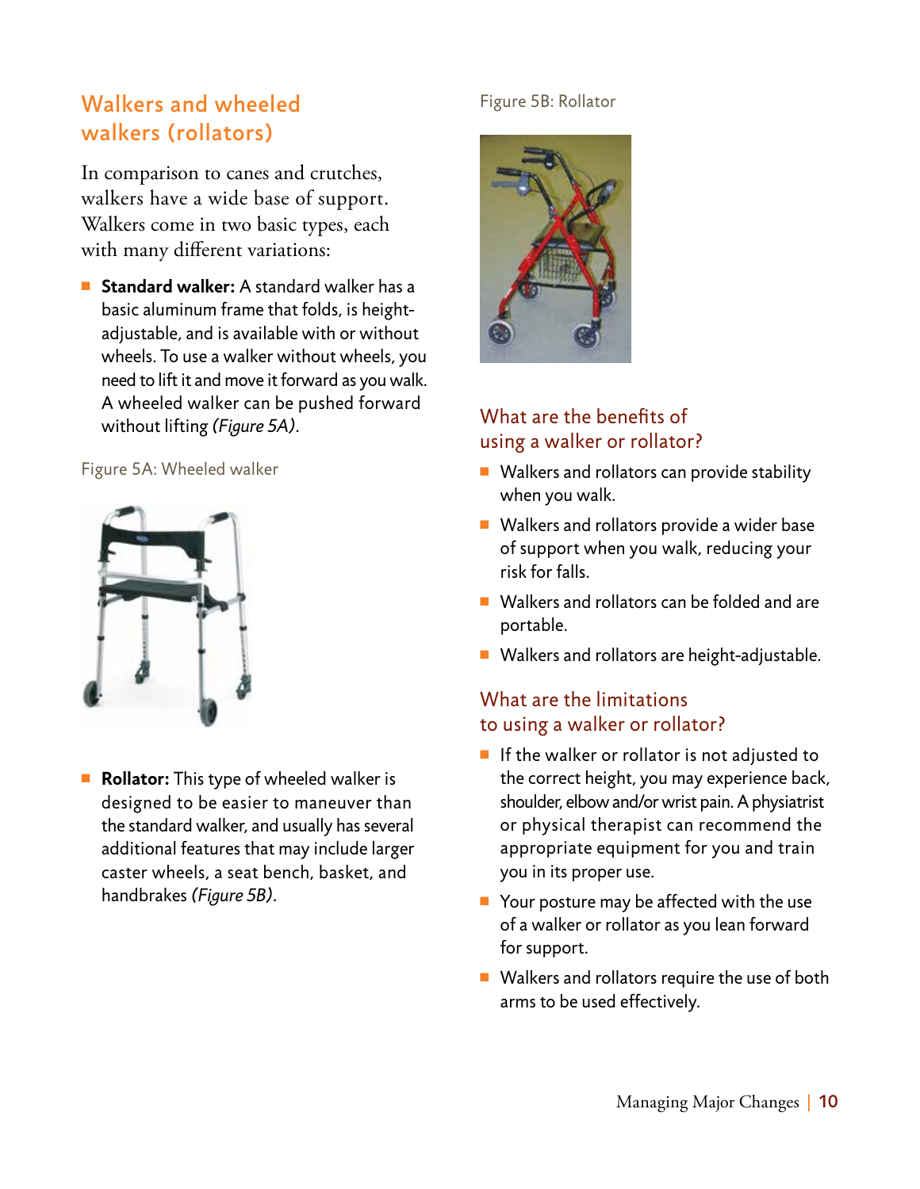## Walkers and wheeled walkers (rollators)

In comparison to canes and crutches, walkers have a wide base of support. Walkers come in two basic types, each with many different variations:

- **Standard walker:** A standard walker has a basic aluminum frame that folds, is height-adjustable, and is available with or without wheels. To use a walker without wheels, you need to lift it and move it forward as you walk. A wheeled walker can be pushed forward without lifting *(Figure 5A)*.

Figure 5A: Wheeled walker

- **Rollator:** This type of wheeled walker is designed to be easier to maneuver than the standard walker, and usually has several additional features that may include larger caster wheels, a seat bench, basket, and handbrakes *(Figure 5B)*.

Figure 5B: Rollator

### What are the benefits of using a walker or rollator?

- Walkers and rollators can provide stability when you walk.
- Walkers and rollators provide a wider base of support when you walk, reducing your risk for falls.
- Walkers and rollators can be folded and are portable.
- Walkers and rollators are height-adjustable.

### What are the limitations to using a walker or rollator?

- If the walker or rollator is not adjusted to the correct height, you may experience back, shoulder, elbow and/or wrist pain. A physiatrist or physical therapist can recommend the appropriate equipment for you and train you in its proper use.
- Your posture may be affected with the use of a walker or rollator as you lean forward for support.
- Walkers and rollators require the use of both arms to be used effectively.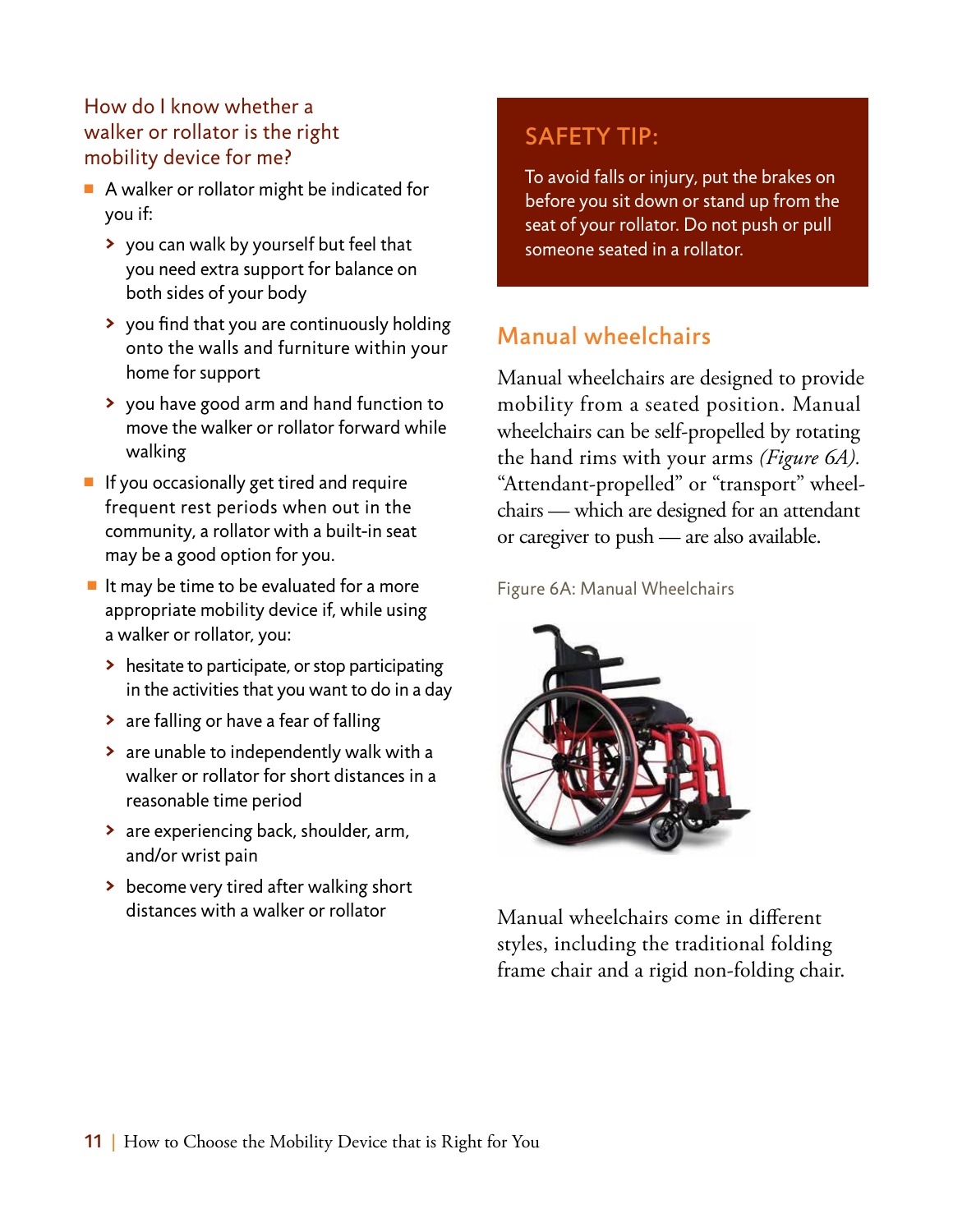### How do I know whether a walker or rollator is the right mobility device for me?

- A walker or rollator might be indicated for you if:
  - you can walk by yourself but feel that you need extra support for balance on both sides of your body
  - you find that you are continuously holding onto the walls and furniture within your home for support
  - you have good arm and hand function to move the walker or rollator forward while walking
- If you occasionally get tired and require frequent rest periods when out in the community, a rollator with a built-in seat may be a good option for you.
- It may be time to be evaluated for a more appropriate mobility device if, while using a walker or rollator, you:
  - hesitate to participate, or stop participating in the activities that you want to do in a day
  - are falling or have a fear of falling
  - are unable to independently walk with a walker or rollator for short distances in a reasonable time period
  - are experiencing back, shoulder, arm, and/or wrist pain
  - become very tired after walking short distances with a walker or rollator

### SAFETY TIP:

To avoid falls or injury, put the brakes on before you sit down or stand up from the seat of your rollator. Do not push or pull someone seated in a rollator.

## Manual wheelchairs

Manual wheelchairs are designed to provide mobility from a seated position. Manual wheelchairs can be self-propelled by rotating the hand rims with your arms *(Figure 6A)*. "Attendant-propelled" or "transport" wheelchairs — which are designed for an attendant or caregiver to push — are also available.

Figure 6A: Manual Wheelchairs

Manual wheelchairs come in different styles, including the traditional folding frame chair and a rigid non-folding chair.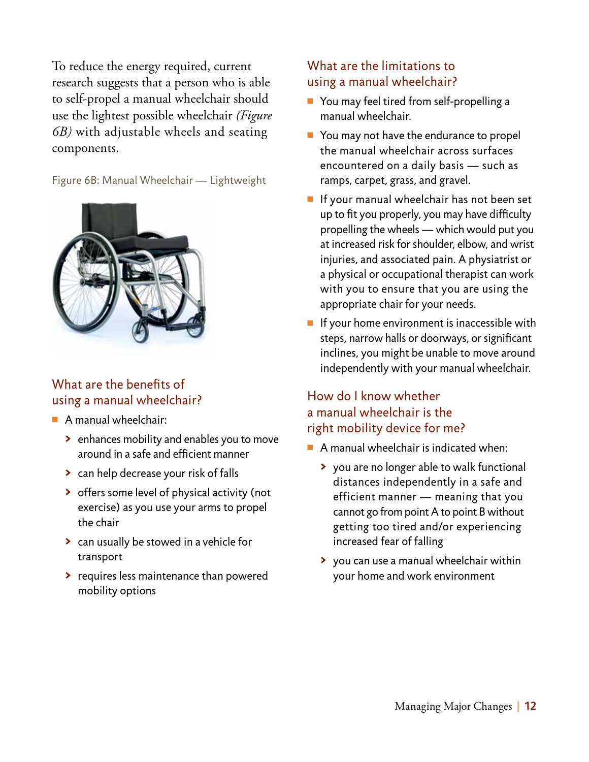To reduce the energy required, current research suggests that a person who is able to self-propel a manual wheelchair should use the lightest possible wheelchair *(Figure 6B)* with adjustable wheels and seating components.

Figure 6B: Manual Wheelchair — Lightweight

## What are the benefits of using a manual wheelchair?

- A manual wheelchair:
  - enhances mobility and enables you to move around in a safe and efficient manner
  - can help decrease your risk of falls
  - offers some level of physical activity (not exercise) as you use your arms to propel the chair
  - can usually be stowed in a vehicle for transport
  - requires less maintenance than powered mobility options

## What are the limitations to using a manual wheelchair?

- You may feel tired from self-propelling a manual wheelchair.
- You may not have the endurance to propel the manual wheelchair across surfaces encountered on a daily basis — such as ramps, carpet, grass, and gravel.
- If your manual wheelchair has not been set up to fit you properly, you may have difficulty propelling the wheels — which would put you at increased risk for shoulder, elbow, and wrist injuries, and associated pain. A physiatrist or a physical or occupational therapist can work with you to ensure that you are using the appropriate chair for your needs.
- If your home environment is inaccessible with steps, narrow halls or doorways, or significant inclines, you might be unable to move around independently with your manual wheelchair.

## How do I know whether a manual wheelchair is the right mobility device for me?

- A manual wheelchair is indicated when:
  - you are no longer able to walk functional distances independently in a safe and efficient manner — meaning that you cannot go from point A to point B without getting too tired and/or experiencing increased fear of falling
  - you can use a manual wheelchair within your home and work environment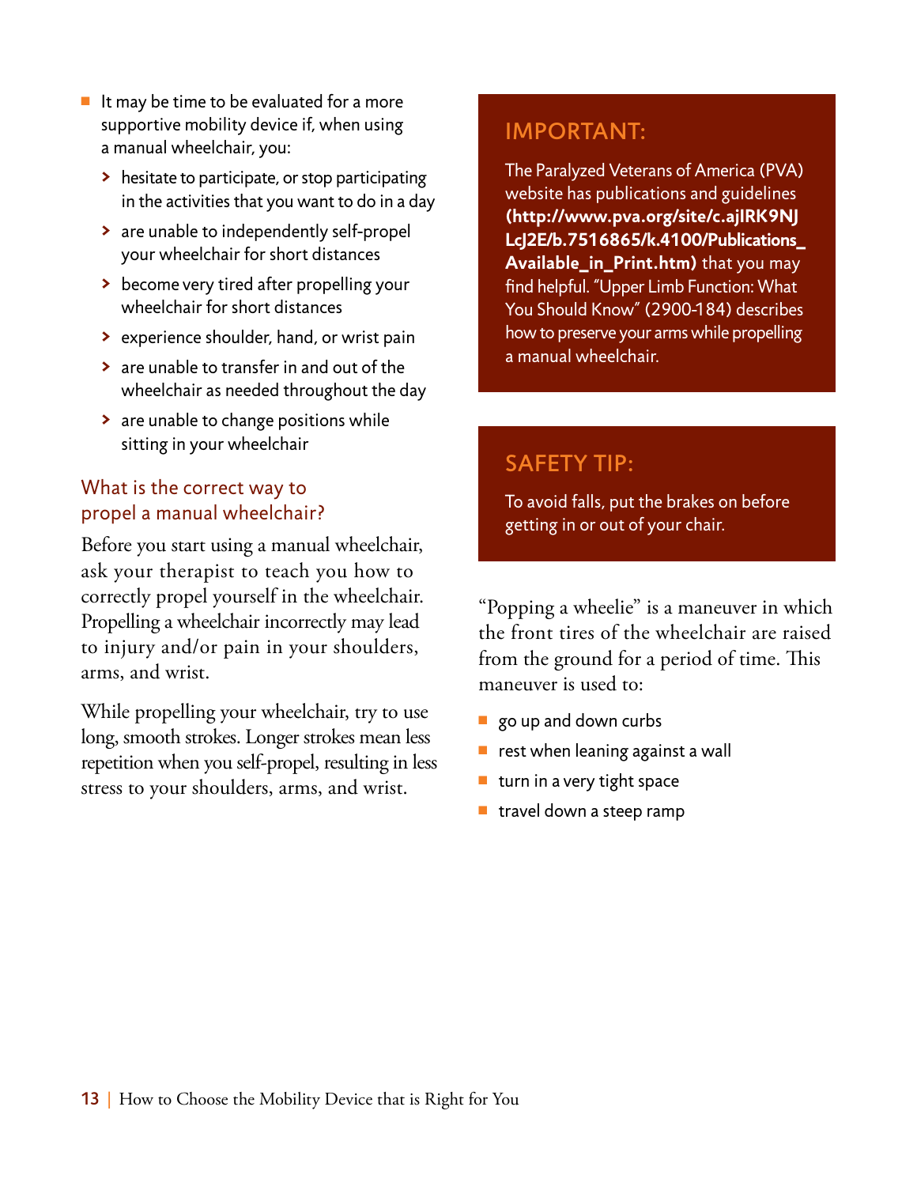- It may be time to be evaluated for a more supportive mobility device if, when using a manual wheelchair, you:
  - hesitate to participate, or stop participating in the activities that you want to do in a day
  - are unable to independently self-propel your wheelchair for short distances
  - become very tired after propelling your wheelchair for short distances
  - experience shoulder, hand, or wrist pain
  - are unable to transfer in and out of the wheelchair as needed throughout the day
  - are unable to change positions while sitting in your wheelchair

## What is the correct way to propel a manual wheelchair?

Before you start using a manual wheelchair, ask your therapist to teach you how to correctly propel yourself in the wheelchair. Propelling a wheelchair incorrectly may lead to injury and/or pain in your shoulders, arms, and wrist.

While propelling your wheelchair, try to use long, smooth strokes. Longer strokes mean less repetition when you self-propel, resulting in less stress to your shoulders, arms, and wrist.

### IMPORTANT:

The Paralyzed Veterans of America (PVA) website has publications and guidelines **(http://www.pva.org/site/c.ajIRK9NJLcJ2E/b.7516865/k.4100/Publications_Available_in_Print.htm)** that you may find helpful. "Upper Limb Function: What You Should Know" (2900-184) describes how to preserve your arms while propelling a manual wheelchair.

### SAFETY TIP:

To avoid falls, put the brakes on before getting in or out of your chair.

"Popping a wheelie" is a maneuver in which the front tires of the wheelchair are raised from the ground for a period of time. This maneuver is used to:

- go up and down curbs
- rest when leaning against a wall
- turn in a very tight space
- travel down a steep ramp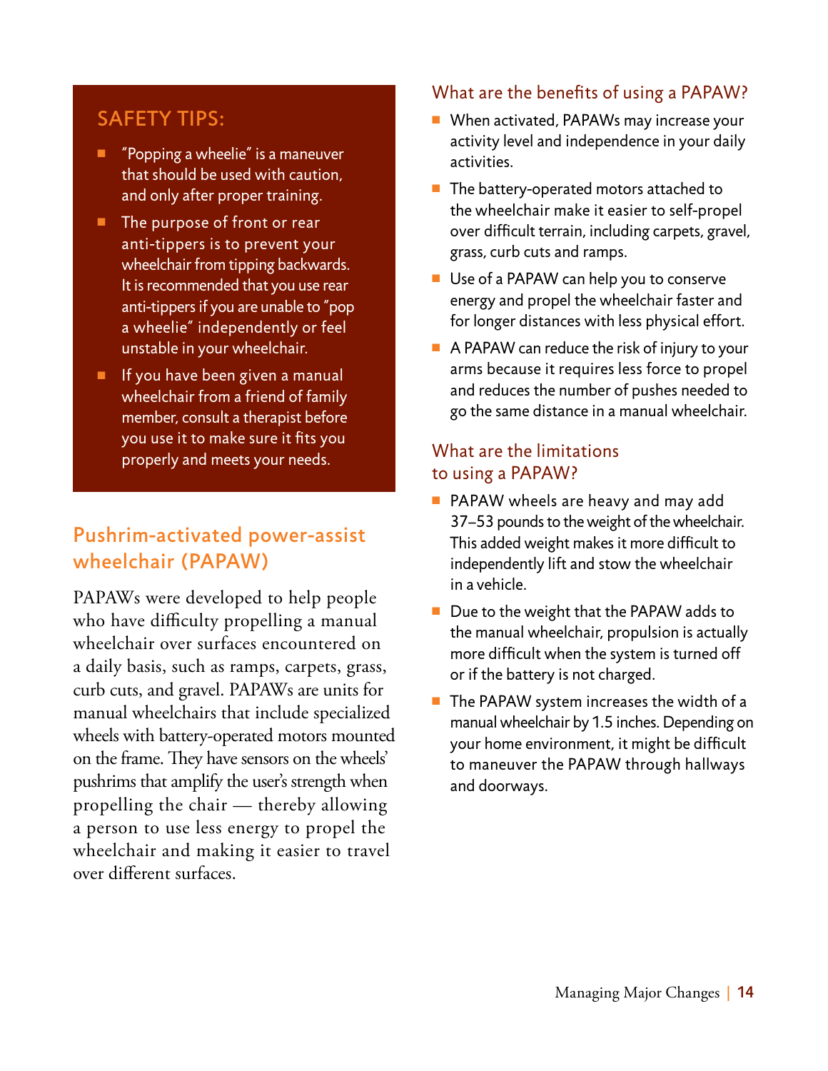## SAFETY TIPS:

- "Popping a wheelie" is a maneuver that should be used with caution, and only after proper training.
- The purpose of front or rear anti-tippers is to prevent your wheelchair from tipping backwards. It is recommended that you use rear anti-tippers if you are unable to "pop a wheelie" independently or feel unstable in your wheelchair.
- If you have been given a manual wheelchair from a friend of family member, consult a therapist before you use it to make sure it fits you properly and meets your needs.

## Pushrim-activated power-assist wheelchair (PAPAW)

PAPAWs were developed to help people who have difficulty propelling a manual wheelchair over surfaces encountered on a daily basis, such as ramps, carpets, grass, curb cuts, and gravel. PAPAWs are units for manual wheelchairs that include specialized wheels with battery-operated motors mounted on the frame. They have sensors on the wheels' pushrims that amplify the user's strength when propelling the chair — thereby allowing a person to use less energy to propel the wheelchair and making it easier to travel over different surfaces.

### What are the benefits of using a PAPAW?

- When activated, PAPAWs may increase your activity level and independence in your daily activities.
- The battery-operated motors attached to the wheelchair make it easier to self-propel over difficult terrain, including carpets, gravel, grass, curb cuts and ramps.
- Use of a PAPAW can help you to conserve energy and propel the wheelchair faster and for longer distances with less physical effort.
- A PAPAW can reduce the risk of injury to your arms because it requires less force to propel and reduces the number of pushes needed to go the same distance in a manual wheelchair.

### What are the limitations to using a PAPAW?

- PAPAW wheels are heavy and may add 37–53 pounds to the weight of the wheelchair. This added weight makes it more difficult to independently lift and stow the wheelchair in a vehicle.
- Due to the weight that the PAPAW adds to the manual wheelchair, propulsion is actually more difficult when the system is turned off or if the battery is not charged.
- The PAPAW system increases the width of a manual wheelchair by 1.5 inches. Depending on your home environment, it might be difficult to maneuver the PAPAW through hallways and doorways.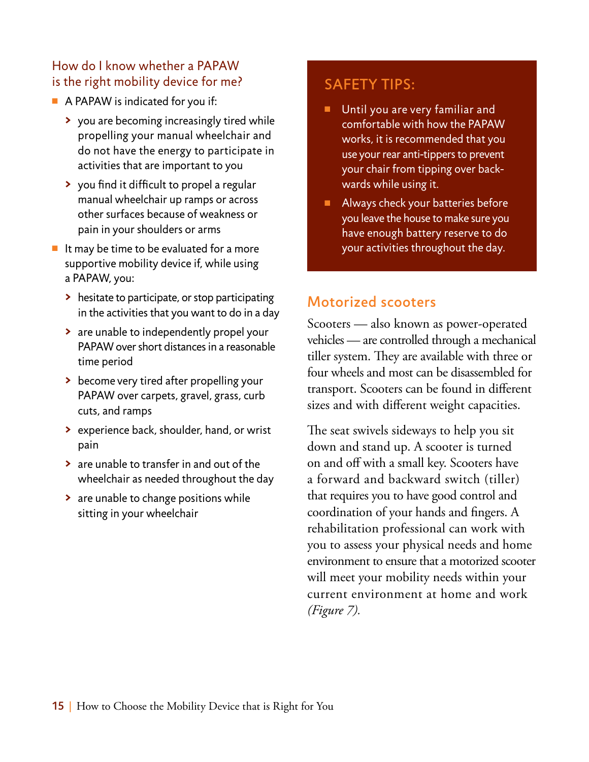### How do I know whether a PAPAW is the right mobility device for me?

- A PAPAW is indicated for you if:
  - you are becoming increasingly tired while propelling your manual wheelchair and do not have the energy to participate in activities that are important to you
  - you find it difficult to propel a regular manual wheelchair up ramps or across other surfaces because of weakness or pain in your shoulders or arms
- It may be time to be evaluated for a more supportive mobility device if, while using a PAPAW, you:
  - hesitate to participate, or stop participating in the activities that you want to do in a day
  - are unable to independently propel your PAPAW over short distances in a reasonable time period
  - become very tired after propelling your PAPAW over carpets, gravel, grass, curb cuts, and ramps
  - experience back, shoulder, hand, or wrist pain
  - are unable to transfer in and out of the wheelchair as needed throughout the day
  - are unable to change positions while sitting in your wheelchair

## SAFETY TIPS:

- Until you are very familiar and comfortable with how the PAPAW works, it is recommended that you use your rear anti-tippers to prevent your chair from tipping over backwards while using it.
- Always check your batteries before you leave the house to make sure you have enough battery reserve to do your activities throughout the day.

## Motorized scooters

Scooters — also known as power-operated vehicles — are controlled through a mechanical tiller system. They are available with three or four wheels and most can be disassembled for transport. Scooters can be found in different sizes and with different weight capacities.

The seat swivels sideways to help you sit down and stand up. A scooter is turned on and off with a small key. Scooters have a forward and backward switch (tiller) that requires you to have good control and coordination of your hands and fingers. A rehabilitation professional can work with you to assess your physical needs and home environment to ensure that a motorized scooter will meet your mobility needs within your current environment at home and work *(Figure 7).*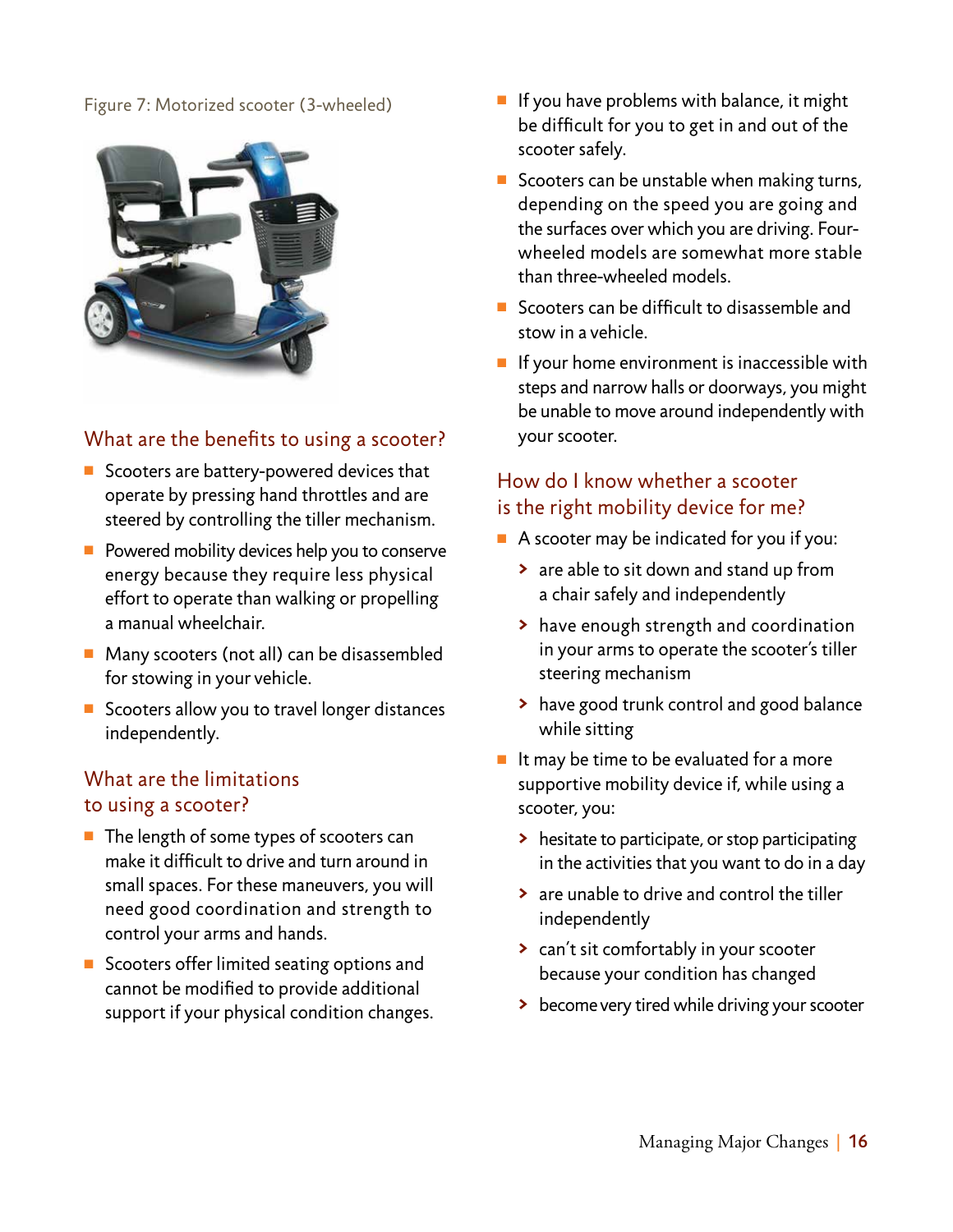Figure 7: Motorized scooter (3-wheeled)

## What are the benefits to using a scooter?

- Scooters are battery-powered devices that operate by pressing hand throttles and are steered by controlling the tiller mechanism.
- Powered mobility devices help you to conserve energy because they require less physical effort to operate than walking or propelling a manual wheelchair.
- Many scooters (not all) can be disassembled for stowing in your vehicle.
- Scooters allow you to travel longer distances independently.

## What are the limitations to using a scooter?

- The length of some types of scooters can make it difficult to drive and turn around in small spaces. For these maneuvers, you will need good coordination and strength to control your arms and hands.
- Scooters offer limited seating options and cannot be modified to provide additional support if your physical condition changes.
- If you have problems with balance, it might be difficult for you to get in and out of the scooter safely.
- Scooters can be unstable when making turns, depending on the speed you are going and the surfaces over which you are driving. Four-wheeled models are somewhat more stable than three-wheeled models.
- Scooters can be difficult to disassemble and stow in a vehicle.
- If your home environment is inaccessible with steps and narrow halls or doorways, you might be unable to move around independently with your scooter.

## How do I know whether a scooter is the right mobility device for me?

- A scooter may be indicated for you if you:
  - are able to sit down and stand up from a chair safely and independently
  - have enough strength and coordination in your arms to operate the scooter's tiller steering mechanism
  - have good trunk control and good balance while sitting
- It may be time to be evaluated for a more supportive mobility device if, while using a scooter, you:
  - hesitate to participate, or stop participating in the activities that you want to do in a day
  - are unable to drive and control the tiller independently
  - can't sit comfortably in your scooter because your condition has changed
  - become very tired while driving your scooter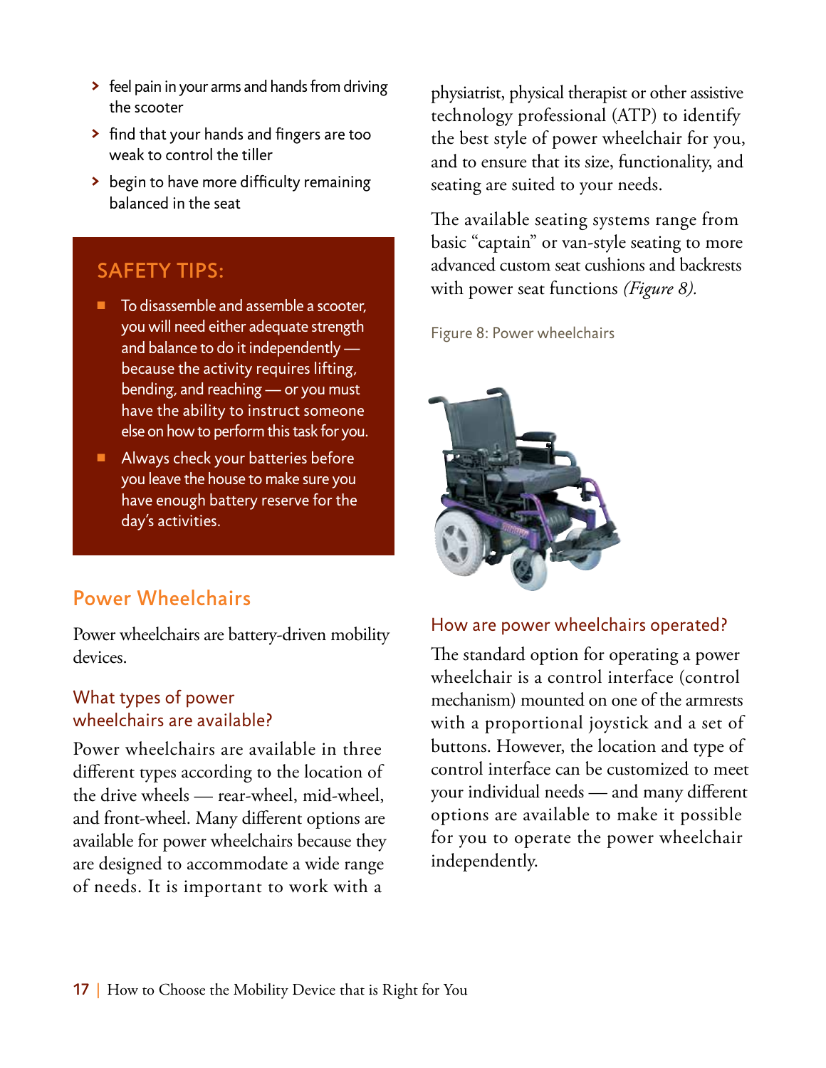- feel pain in your arms and hands from driving the scooter
- find that your hands and fingers are too weak to control the tiller
- begin to have more difficulty remaining balanced in the seat

## SAFETY TIPS:

- To disassemble and assemble a scooter, you will need either adequate strength and balance to do it independently — because the activity requires lifting, bending, and reaching — or you must have the ability to instruct someone else on how to perform this task for you.
- Always check your batteries before you leave the house to make sure you have enough battery reserve for the day's activities.

## Power Wheelchairs

Power wheelchairs are battery-driven mobility devices.

### What types of power wheelchairs are available?

Power wheelchairs are available in three different types according to the location of the drive wheels — rear-wheel, mid-wheel, and front-wheel. Many different options are available for power wheelchairs because they are designed to accommodate a wide range of needs. It is important to work with a physiatrist, physical therapist or other assistive technology professional (ATP) to identify the best style of power wheelchair for you, and to ensure that its size, functionality, and seating are suited to your needs.

The available seating systems range from basic "captain" or van-style seating to more advanced custom seat cushions and backrests with power seat functions *(Figure 8).*

Figure 8: Power wheelchairs

### How are power wheelchairs operated?

The standard option for operating a power wheelchair is a control interface (control mechanism) mounted on one of the armrests with a proportional joystick and a set of buttons. However, the location and type of control interface can be customized to meet your individual needs — and many different options are available to make it possible for you to operate the power wheelchair independently.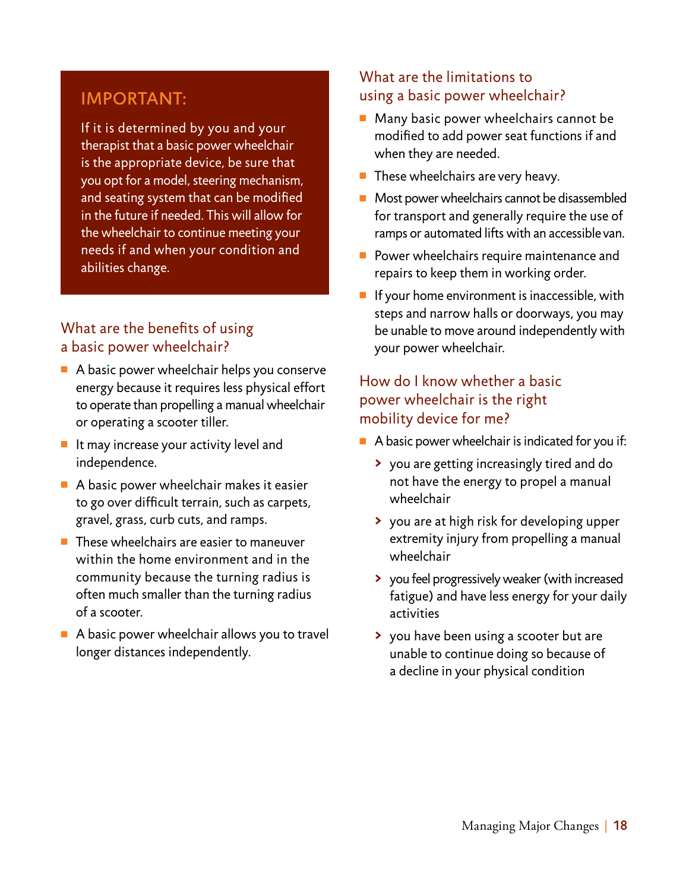**IMPORTANT:**

If it is determined by you and your therapist that a basic power wheelchair is the appropriate device, be sure that you opt for a model, steering mechanism, and seating system that can be modified in the future if needed. This will allow for the wheelchair to continue meeting your needs if and when your condition and abilities change.

## What are the benefits of using a basic power wheelchair?

- A basic power wheelchair helps you conserve energy because it requires less physical effort to operate than propelling a manual wheelchair or operating a scooter tiller.
- It may increase your activity level and independence.
- A basic power wheelchair makes it easier to go over difficult terrain, such as carpets, gravel, grass, curb cuts, and ramps.
- These wheelchairs are easier to maneuver within the home environment and in the community because the turning radius is often much smaller than the turning radius of a scooter.
- A basic power wheelchair allows you to travel longer distances independently.

## What are the limitations to using a basic power wheelchair?

- Many basic power wheelchairs cannot be modified to add power seat functions if and when they are needed.
- These wheelchairs are very heavy.
- Most power wheelchairs cannot be disassembled for transport and generally require the use of ramps or automated lifts with an accessible van.
- Power wheelchairs require maintenance and repairs to keep them in working order.
- If your home environment is inaccessible, with steps and narrow halls or doorways, you may be unable to move around independently with your power wheelchair.

## How do I know whether a basic power wheelchair is the right mobility device for me?

- A basic power wheelchair is indicated for you if:
  - you are getting increasingly tired and do not have the energy to propel a manual wheelchair
  - you are at high risk for developing upper extremity injury from propelling a manual wheelchair
  - you feel progressively weaker (with increased fatigue) and have less energy for your daily activities
  - you have been using a scooter but are unable to continue doing so because of a decline in your physical condition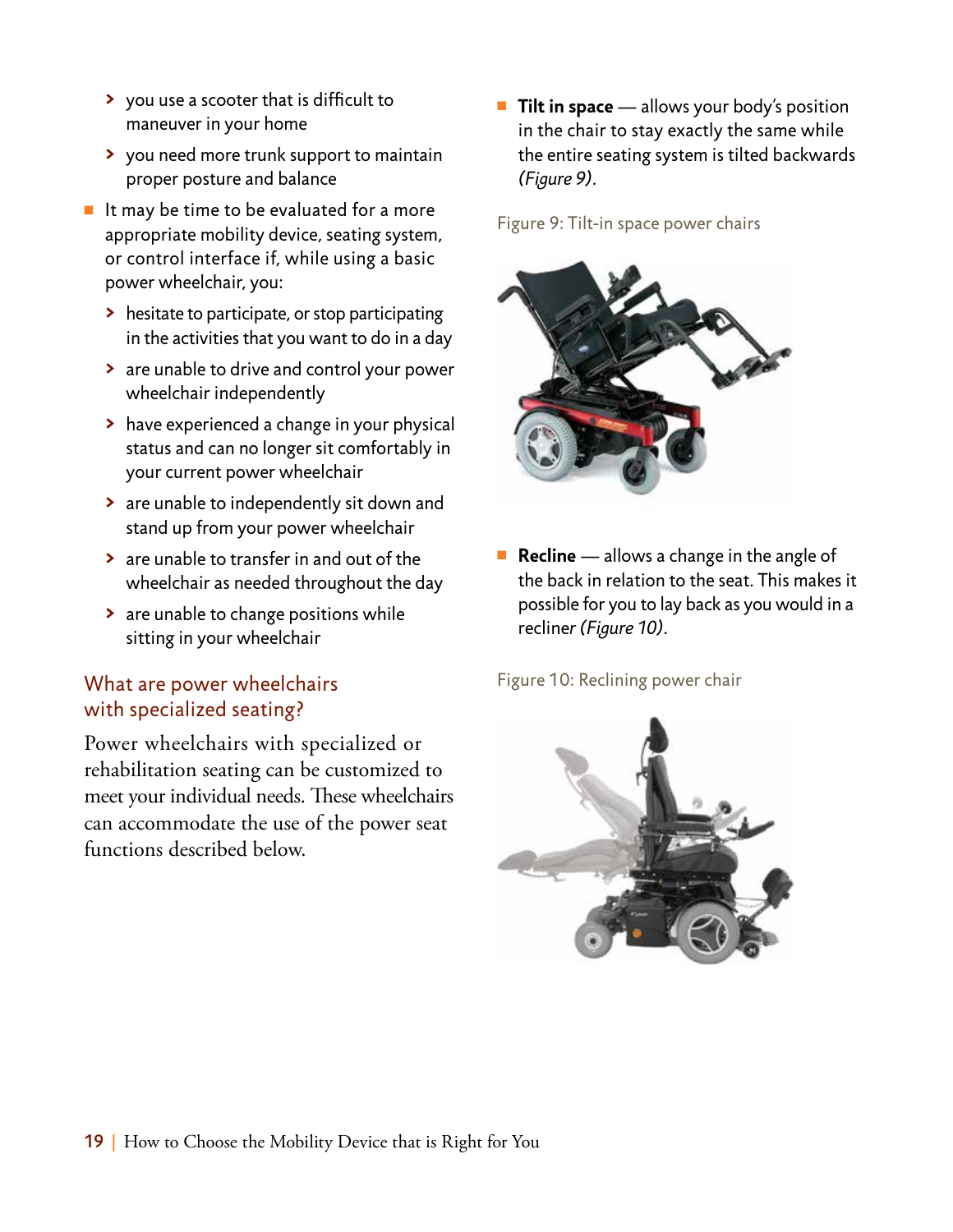- you use a scooter that is difficult to maneuver in your home
- you need more trunk support to maintain proper posture and balance

- It may be time to be evaluated for a more appropriate mobility device, seating system, or control interface if, while using a basic power wheelchair, you:
  - hesitate to participate, or stop participating in the activities that you want to do in a day
  - are unable to drive and control your power wheelchair independently
  - have experienced a change in your physical status and can no longer sit comfortably in your current power wheelchair
  - are unable to independently sit down and stand up from your power wheelchair
  - are unable to transfer in and out of the wheelchair as needed throughout the day
  - are unable to change positions while sitting in your wheelchair

## What are power wheelchairs with specialized seating?

Power wheelchairs with specialized or rehabilitation seating can be customized to meet your individual needs. These wheelchairs can accommodate the use of the power seat functions described below.

- **Tilt in space** — allows your body's position in the chair to stay exactly the same while the entire seating system is tilted backwards *(Figure 9)*.

Figure 9: Tilt-in space power chairs

- **Recline** — allows a change in the angle of the back in relation to the seat. This makes it possible for you to lay back as you would in a recliner *(Figure 10)*.

Figure 10: Reclining power chair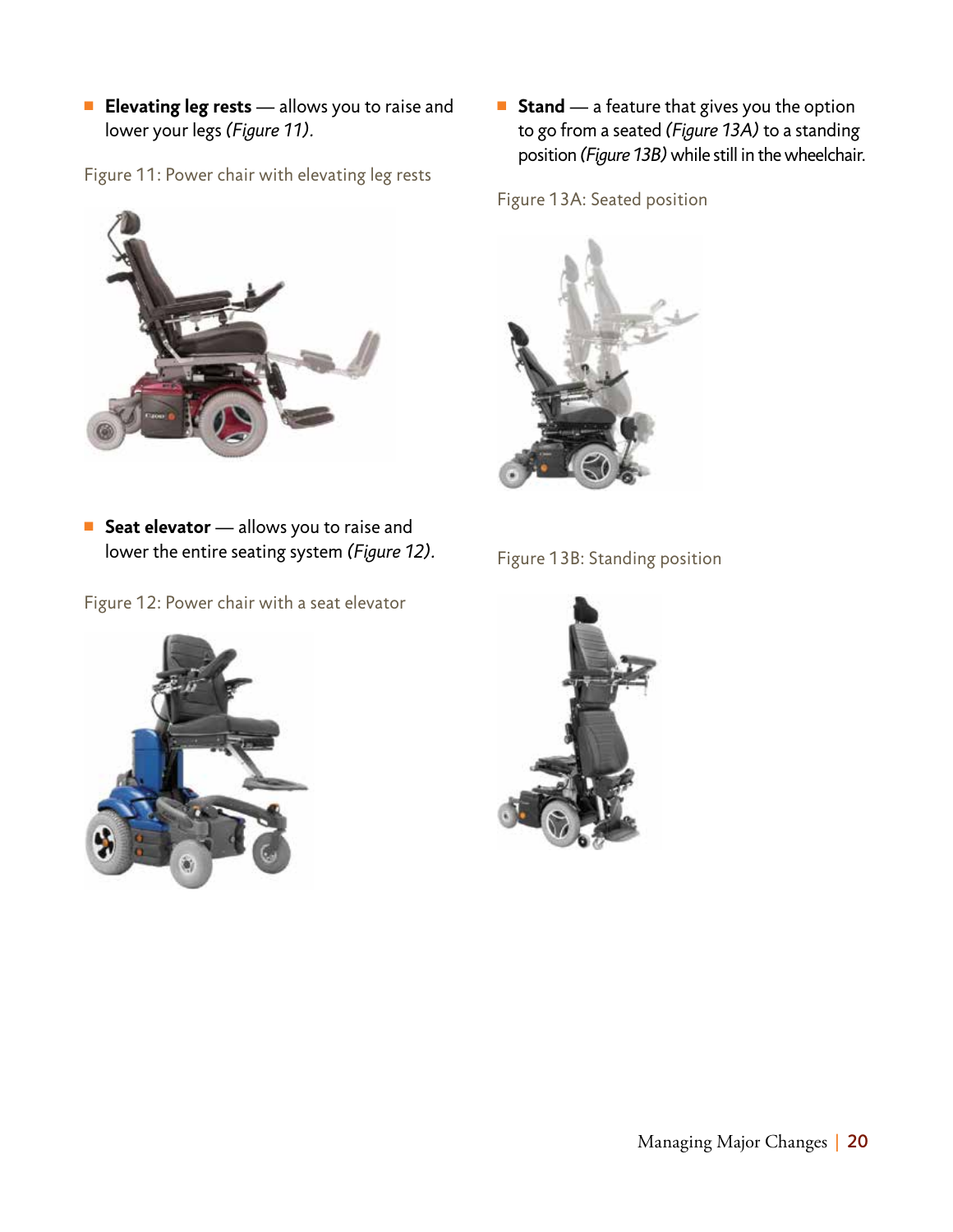- **Elevating leg rests** — allows you to raise and lower your legs *(Figure 11)*.

Figure 11: Power chair with elevating leg rests

- **Seat elevator** — allows you to raise and lower the entire seating system *(Figure 12)*.

Figure 12: Power chair with a seat elevator

- **Stand** — a feature that gives you the option to go from a seated *(Figure 13A)* to a standing position *(Figure 13B)* while still in the wheelchair.

Figure 13A: Seated position

Figure 13B: Standing position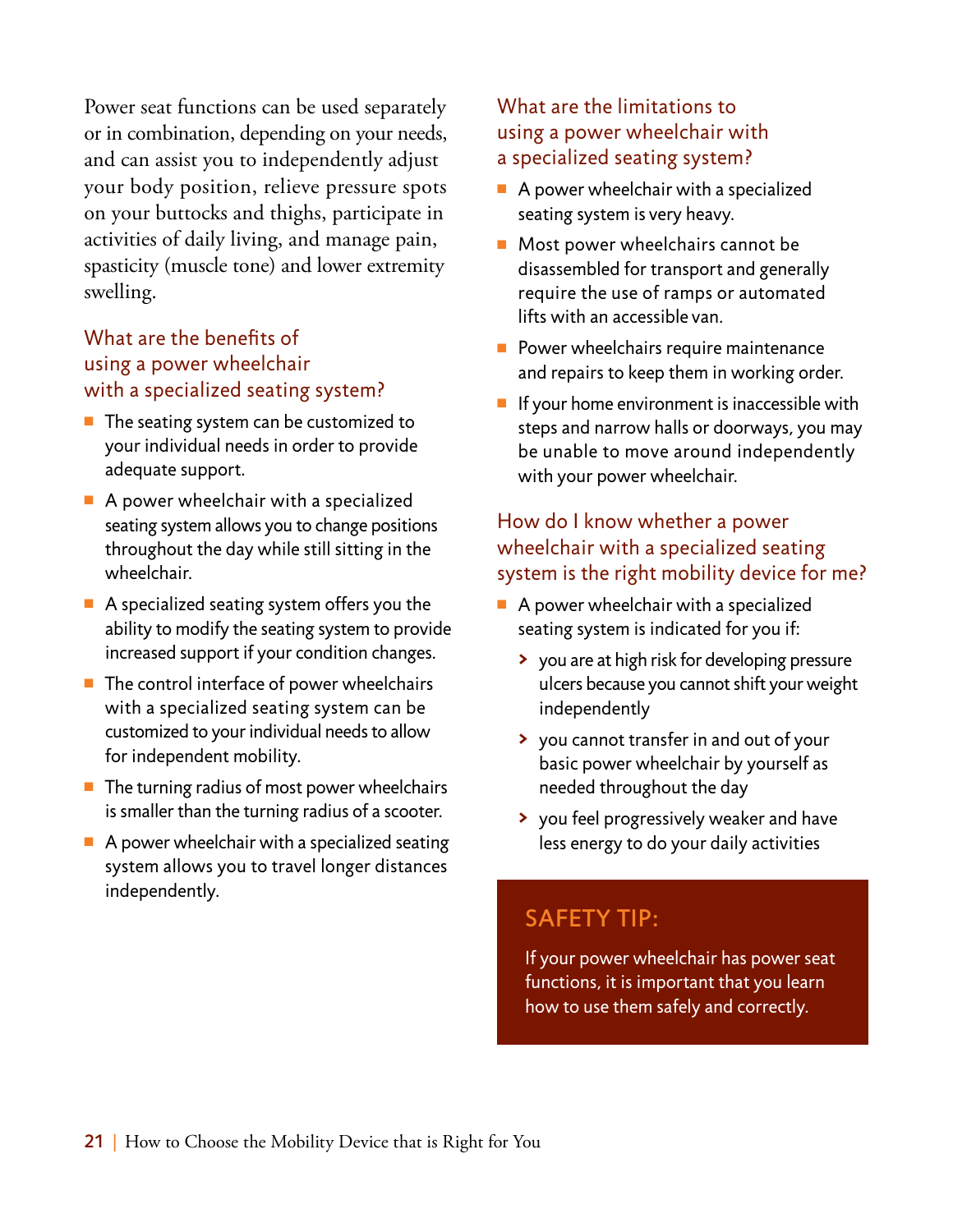Power seat functions can be used separately or in combination, depending on your needs, and can assist you to independently adjust your body position, relieve pressure spots on your buttocks and thighs, participate in activities of daily living, and manage pain, spasticity (muscle tone) and lower extremity swelling.

### What are the benefits of using a power wheelchair with a specialized seating system?

- The seating system can be customized to your individual needs in order to provide adequate support.
- A power wheelchair with a specialized seating system allows you to change positions throughout the day while still sitting in the wheelchair.
- A specialized seating system offers you the ability to modify the seating system to provide increased support if your condition changes.
- The control interface of power wheelchairs with a specialized seating system can be customized to your individual needs to allow for independent mobility.
- The turning radius of most power wheelchairs is smaller than the turning radius of a scooter.
- A power wheelchair with a specialized seating system allows you to travel longer distances independently.

### What are the limitations to using a power wheelchair with a specialized seating system?

- A power wheelchair with a specialized seating system is very heavy.
- Most power wheelchairs cannot be disassembled for transport and generally require the use of ramps or automated lifts with an accessible van.
- Power wheelchairs require maintenance and repairs to keep them in working order.
- If your home environment is inaccessible with steps and narrow halls or doorways, you may be unable to move around independently with your power wheelchair.

### How do I know whether a power wheelchair with a specialized seating system is the right mobility device for me?

- A power wheelchair with a specialized seating system is indicated for you if:
  - you are at high risk for developing pressure ulcers because you cannot shift your weight independently
  - you cannot transfer in and out of your basic power wheelchair by yourself as needed throughout the day
  - you feel progressively weaker and have less energy to do your daily activities

> **SAFETY TIP:**
>
> If your power wheelchair has power seat functions, it is important that you learn how to use them safely and correctly.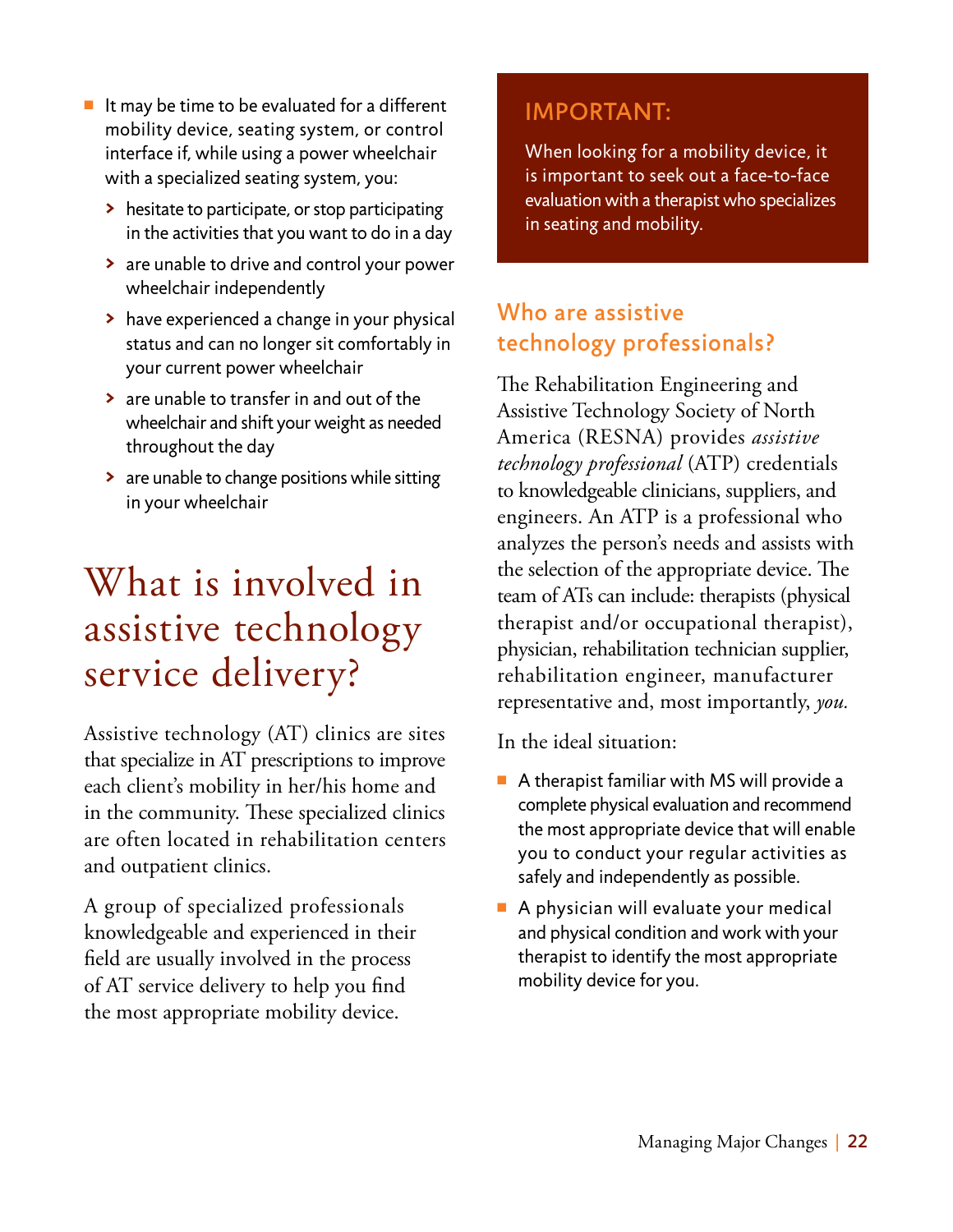- It may be time to be evaluated for a different mobility device, seating system, or control interface if, while using a power wheelchair with a specialized seating system, you:
  - hesitate to participate, or stop participating in the activities that you want to do in a day
  - are unable to drive and control your power wheelchair independently
  - have experienced a change in your physical status and can no longer sit comfortably in your current power wheelchair
  - are unable to transfer in and out of the wheelchair and shift your weight as needed throughout the day
  - are unable to change positions while sitting in your wheelchair

# What is involved in assistive technology service delivery?

Assistive technology (AT) clinics are sites that specialize in AT prescriptions to improve each client's mobility in her/his home and in the community. These specialized clinics are often located in rehabilitation centers and outpatient clinics.

A group of specialized professionals knowledgeable and experienced in their field are usually involved in the process of AT service delivery to help you find the most appropriate mobility device.

**IMPORTANT:**

When looking for a mobility device, it is important to seek out a face-to-face evaluation with a therapist who specializes in seating and mobility.

## Who are assistive technology professionals?

The Rehabilitation Engineering and Assistive Technology Society of North America (RESNA) provides *assistive technology professional* (ATP) credentials to knowledgeable clinicians, suppliers, and engineers. An ATP is a professional who analyzes the person's needs and assists with the selection of the appropriate device. The team of ATs can include: therapists (physical therapist and/or occupational therapist), physician, rehabilitation technician supplier, rehabilitation engineer, manufacturer representative and, most importantly, *you.*

In the ideal situation:

- A therapist familiar with MS will provide a complete physical evaluation and recommend the most appropriate device that will enable you to conduct your regular activities as safely and independently as possible.
- A physician will evaluate your medical and physical condition and work with your therapist to identify the most appropriate mobility device for you.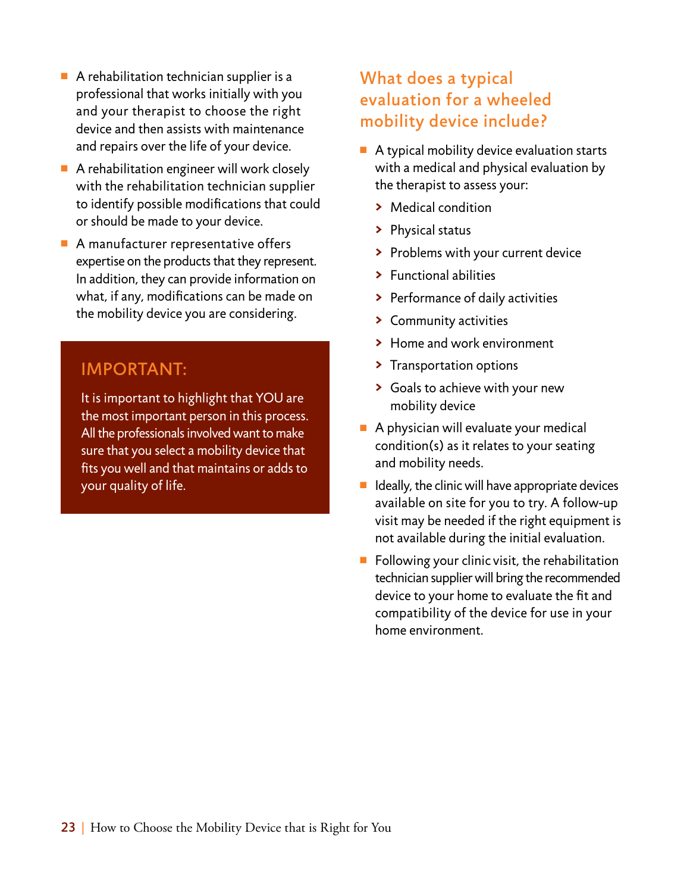- A rehabilitation technician supplier is a professional that works initially with you and your therapist to choose the right device and then assists with maintenance and repairs over the life of your device.
- A rehabilitation engineer will work closely with the rehabilitation technician supplier to identify possible modifications that could or should be made to your device.
- A manufacturer representative offers expertise on the products that they represent. In addition, they can provide information on what, if any, modifications can be made on the mobility device you are considering.

> **IMPORTANT:**
>
> It is important to highlight that YOU are the most important person in this process. All the professionals involved want to make sure that you select a mobility device that fits you well and that maintains or adds to your quality of life.

## What does a typical evaluation for a wheeled mobility device include?

- A typical mobility device evaluation starts with a medical and physical evaluation by the therapist to assess your:
  - Medical condition
  - Physical status
  - Problems with your current device
  - Functional abilities
  - Performance of daily activities
  - Community activities
  - Home and work environment
  - Transportation options
  - Goals to achieve with your new mobility device
- A physician will evaluate your medical condition(s) as it relates to your seating and mobility needs.
- Ideally, the clinic will have appropriate devices available on site for you to try. A follow-up visit may be needed if the right equipment is not available during the initial evaluation.
- Following your clinic visit, the rehabilitation technician supplier will bring the recommended device to your home to evaluate the fit and compatibility of the device for use in your home environment.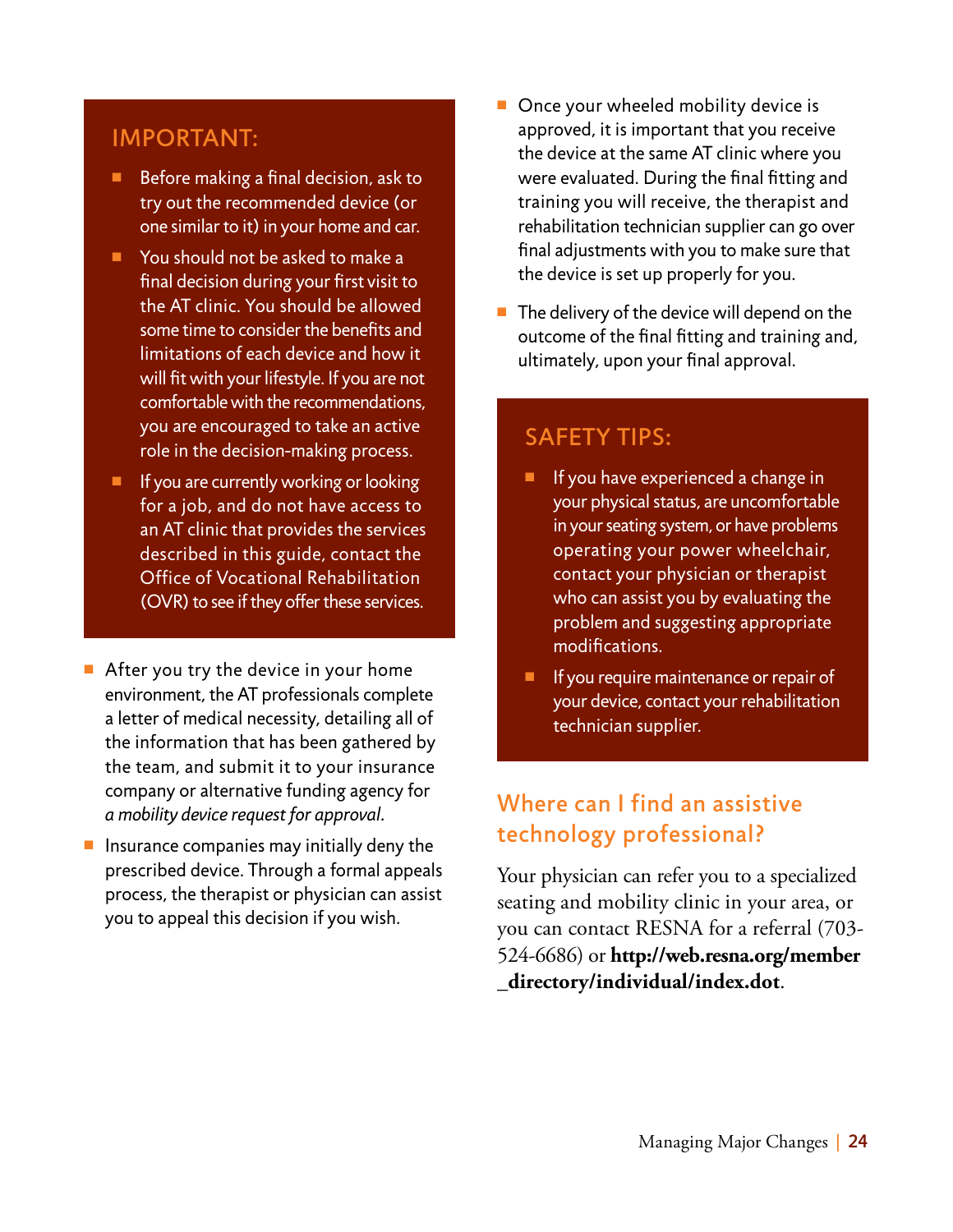## IMPORTANT:

- Before making a final decision, ask to try out the recommended device (or one similar to it) in your home and car.
- You should not be asked to make a final decision during your first visit to the AT clinic. You should be allowed some time to consider the benefits and limitations of each device and how it will fit with your lifestyle. If you are not comfortable with the recommendations, you are encouraged to take an active role in the decision-making process.
- If you are currently working or looking for a job, and do not have access to an AT clinic that provides the services described in this guide, contact the Office of Vocational Rehabilitation (OVR) to see if they offer these services.

- After you try the device in your home environment, the AT professionals complete a letter of medical necessity, detailing all of the information that has been gathered by the team, and submit it to your insurance company or alternative funding agency for *a mobility device request for approval.*
- Insurance companies may initially deny the prescribed device. Through a formal appeals process, the therapist or physician can assist you to appeal this decision if you wish.
- Once your wheeled mobility device is approved, it is important that you receive the device at the same AT clinic where you were evaluated. During the final fitting and training you will receive, the therapist and rehabilitation technician supplier can go over final adjustments with you to make sure that the device is set up properly for you.
- The delivery of the device will depend on the outcome of the final fitting and training and, ultimately, upon your final approval.

## SAFETY TIPS:

- If you have experienced a change in your physical status, are uncomfortable in your seating system, or have problems operating your power wheelchair, contact your physician or therapist who can assist you by evaluating the problem and suggesting appropriate modifications.
- If you require maintenance or repair of your device, contact your rehabilitation technician supplier.

## Where can I find an assistive technology professional?

Your physician can refer you to a specialized seating and mobility clinic in your area, or you can contact RESNA for a referral (703-524-6686) or **http://web.resna.org/member_directory/individual/index.dot**.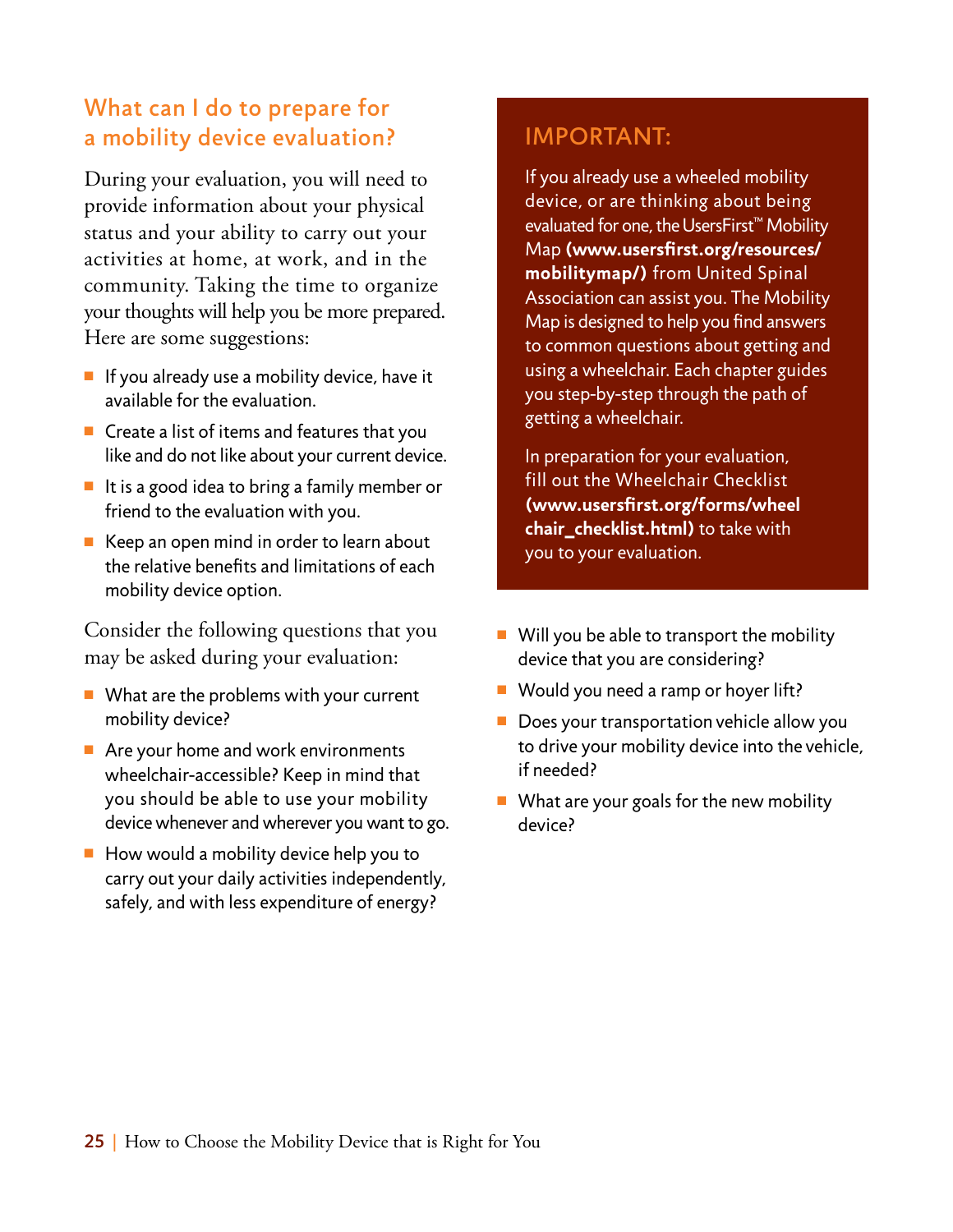## What can I do to prepare for a mobility device evaluation?

During your evaluation, you will need to provide information about your physical status and your ability to carry out your activities at home, at work, and in the community. Taking the time to organize your thoughts will help you be more prepared. Here are some suggestions:

- If you already use a mobility device, have it available for the evaluation.
- Create a list of items and features that you like and do not like about your current device.
- It is a good idea to bring a family member or friend to the evaluation with you.
- Keep an open mind in order to learn about the relative benefits and limitations of each mobility device option.

Consider the following questions that you may be asked during your evaluation:

- What are the problems with your current mobility device?
- Are your home and work environments wheelchair-accessible? Keep in mind that you should be able to use your mobility device whenever and wherever you want to go.
- How would a mobility device help you to carry out your daily activities independently, safely, and with less expenditure of energy?
- Will you be able to transport the mobility device that you are considering?
- Would you need a ramp or hoyer lift?
- Does your transportation vehicle allow you to drive your mobility device into the vehicle, if needed?
- What are your goals for the new mobility device?

### IMPORTANT:

If you already use a wheeled mobility device, or are thinking about being evaluated for one, the UsersFirst™ Mobility Map **(www.usersfirst.org/resources/mobilitymap/)** from United Spinal Association can assist you. The Mobility Map is designed to help you find answers to common questions about getting and using a wheelchair. Each chapter guides you step-by-step through the path of getting a wheelchair.

In preparation for your evaluation, fill out the Wheelchair Checklist **(www.usersfirst.org/forms/wheelchair_checklist.html)** to take with you to your evaluation.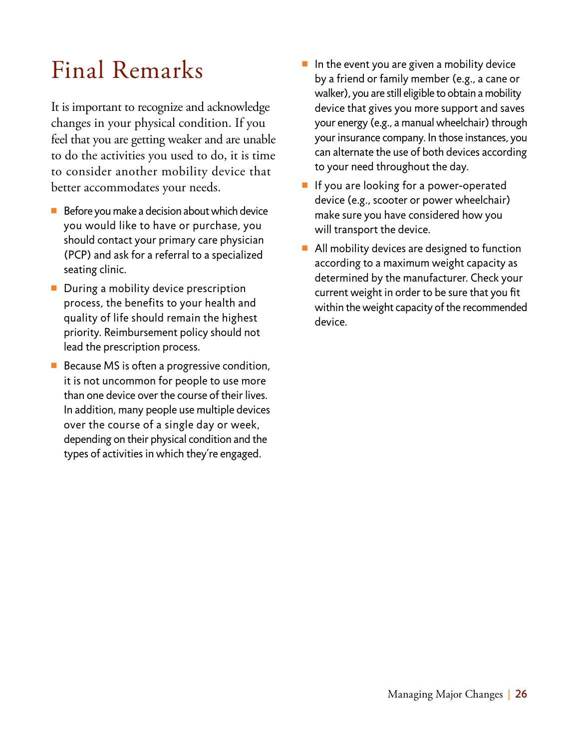# Final Remarks

It is important to recognize and acknowledge changes in your physical condition. If you feel that you are getting weaker and are unable to do the activities you used to do, it is time to consider another mobility device that better accommodates your needs.

- Before you make a decision about which device you would like to have or purchase, you should contact your primary care physician (PCP) and ask for a referral to a specialized seating clinic.
- During a mobility device prescription process, the benefits to your health and quality of life should remain the highest priority. Reimbursement policy should not lead the prescription process.
- Because MS is often a progressive condition, it is not uncommon for people to use more than one device over the course of their lives. In addition, many people use multiple devices over the course of a single day or week, depending on their physical condition and the types of activities in which they're engaged.
- In the event you are given a mobility device by a friend or family member (e.g., a cane or walker), you are still eligible to obtain a mobility device that gives you more support and saves your energy (e.g., a manual wheelchair) through your insurance company. In those instances, you can alternate the use of both devices according to your need throughout the day.
- If you are looking for a power-operated device (e.g., scooter or power wheelchair) make sure you have considered how you will transport the device.
- All mobility devices are designed to function according to a maximum weight capacity as determined by the manufacturer. Check your current weight in order to be sure that you fit within the weight capacity of the recommended device.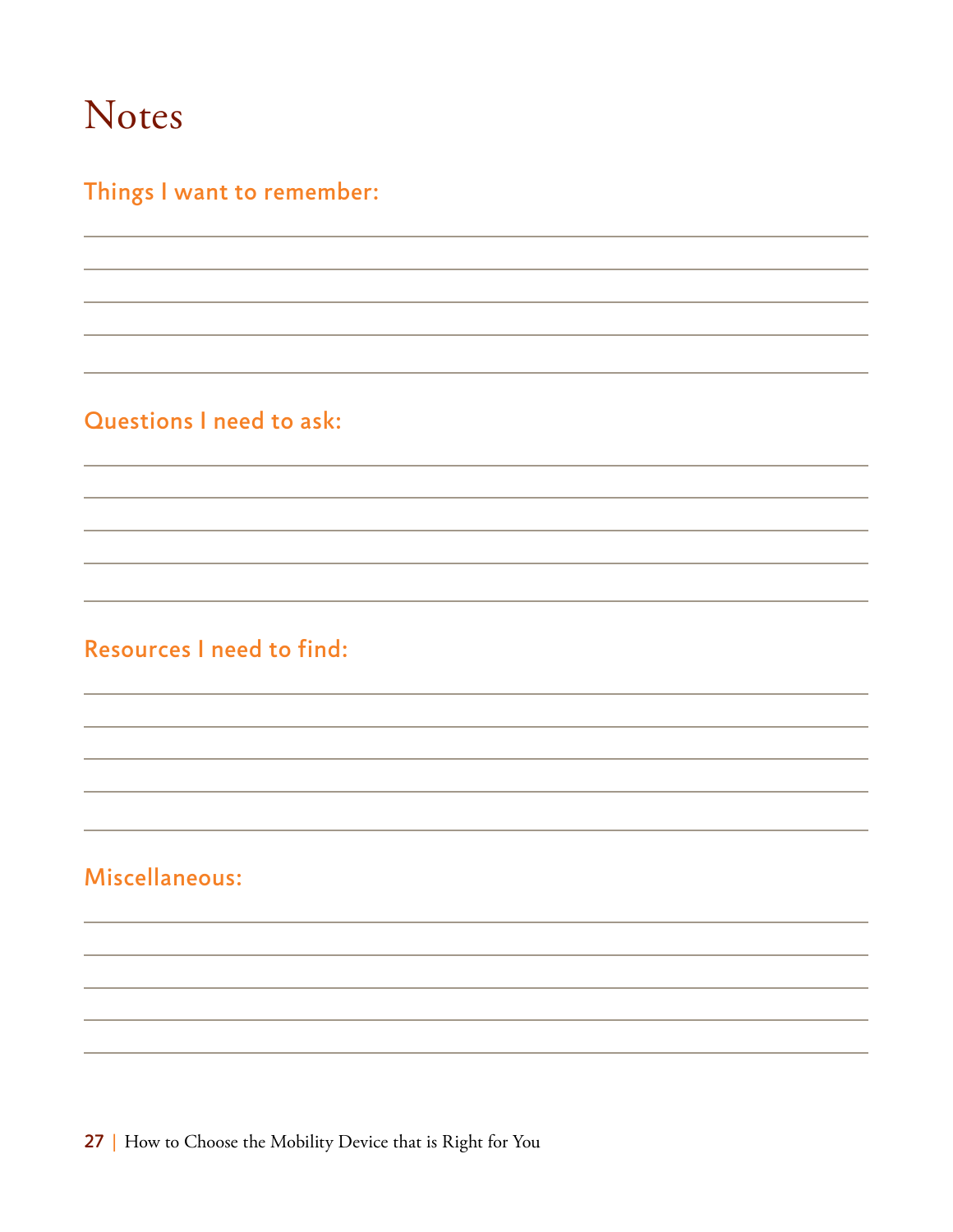# Notes

## Things I want to remember:

## Questions I need to ask:

## Resources I need to find:

## Miscellaneous: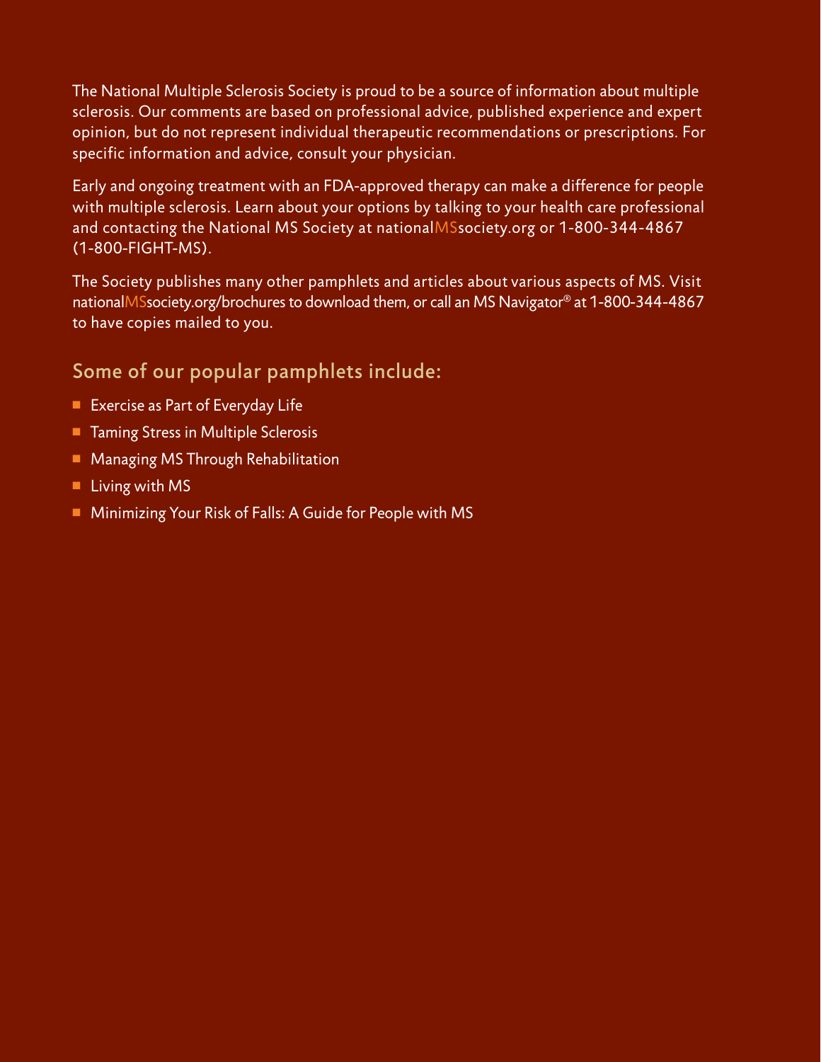The National Multiple Sclerosis Society is proud to be a source of information about multiple sclerosis. Our comments are based on professional advice, published experience and expert opinion, but do not represent individual therapeutic recommendations or prescriptions. For specific information and advice, consult your physician.

Early and ongoing treatment with an FDA-approved therapy can make a difference for people with multiple sclerosis. Learn about your options by talking to your health care professional and contacting the National MS Society at nationalMSsociety.org or 1-800-344-4867 (1-800-FIGHT-MS).

The Society publishes many other pamphlets and articles about various aspects of MS. Visit nationalMSsociety.org/brochures to download them, or call an MS Navigator® at 1-800-344-4867 to have copies mailed to you.

## Some of our popular pamphlets include:

- Exercise as Part of Everyday Life
- Taming Stress in Multiple Sclerosis
- Managing MS Through Rehabilitation
- Living with MS
- Minimizing Your Risk of Falls: A Guide for People with MS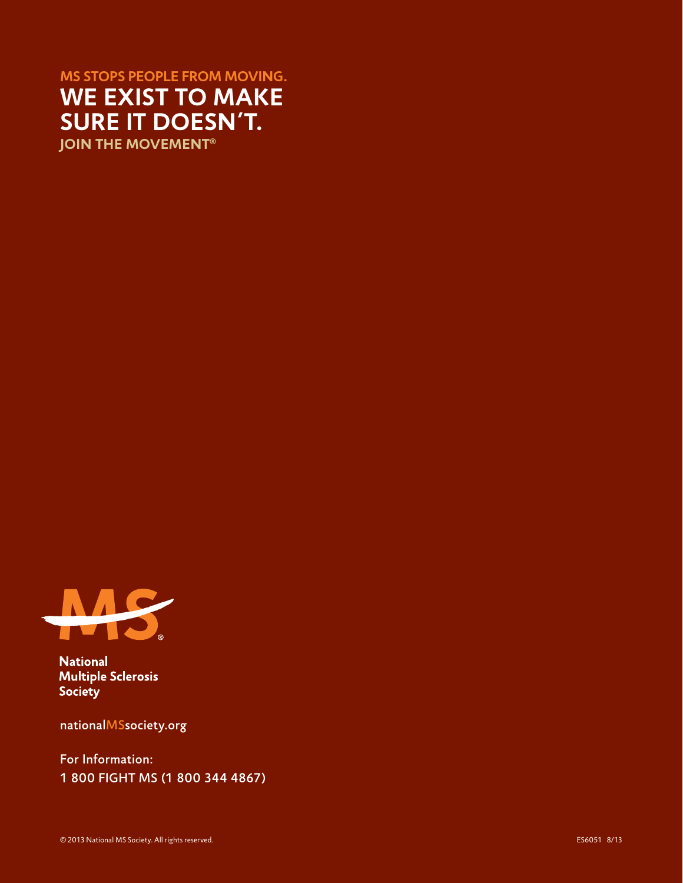**MS STOPS PEOPLE FROM MOVING.**

# WE EXIST TO MAKE SURE IT DOESN'T.

**JOIN THE MOVEMENT®**

National
Multiple Sclerosis
Society

nationalMSsociety.org

For Information:
1 800 FIGHT MS (1 800 344 4867)

© 2013 National MS Society. All rights reserved.

ES6051 8/13